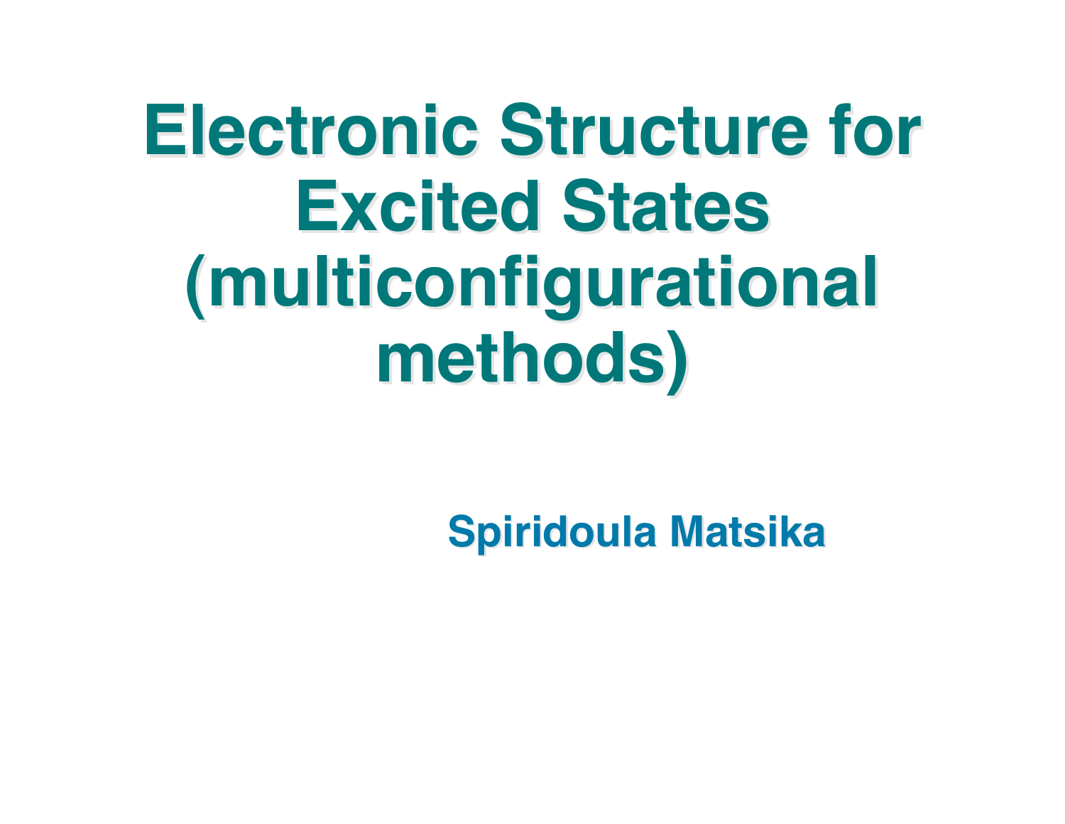# Electronic Structure for Excited States (multiconfigurational methods)

**Spiridoula Matsika**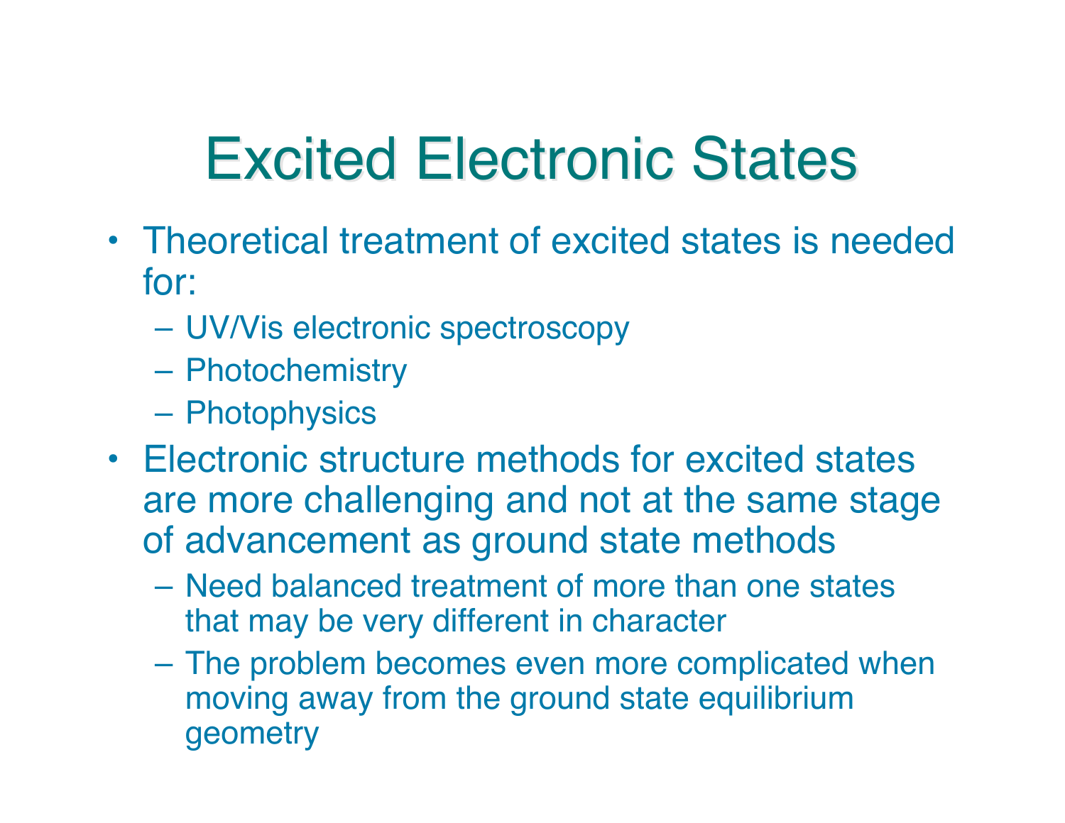# Excited Electronic States

- Theoretical treatment of excited states is needed for:
  - UV/Vis electronic spectroscopy
  - Photochemistry
  - Photophysics
- Electronic structure methods for excited states are more challenging and not at the same stage of advancement as ground state methods
  - Need balanced treatment of more than one states that may be very different in character
  - The problem becomes even more complicated when moving away from the ground state equilibrium geometry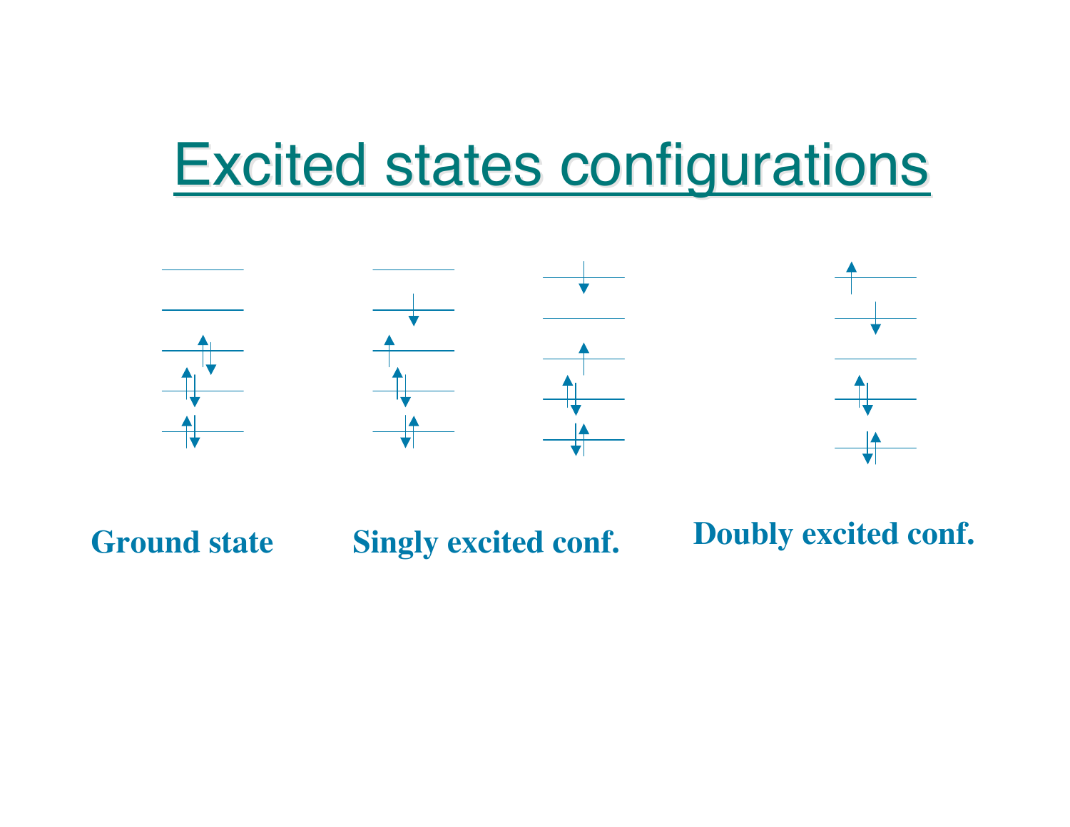# Excited states configurations

**Ground state**

**Singly excited conf.**

**Doubly excited conf.**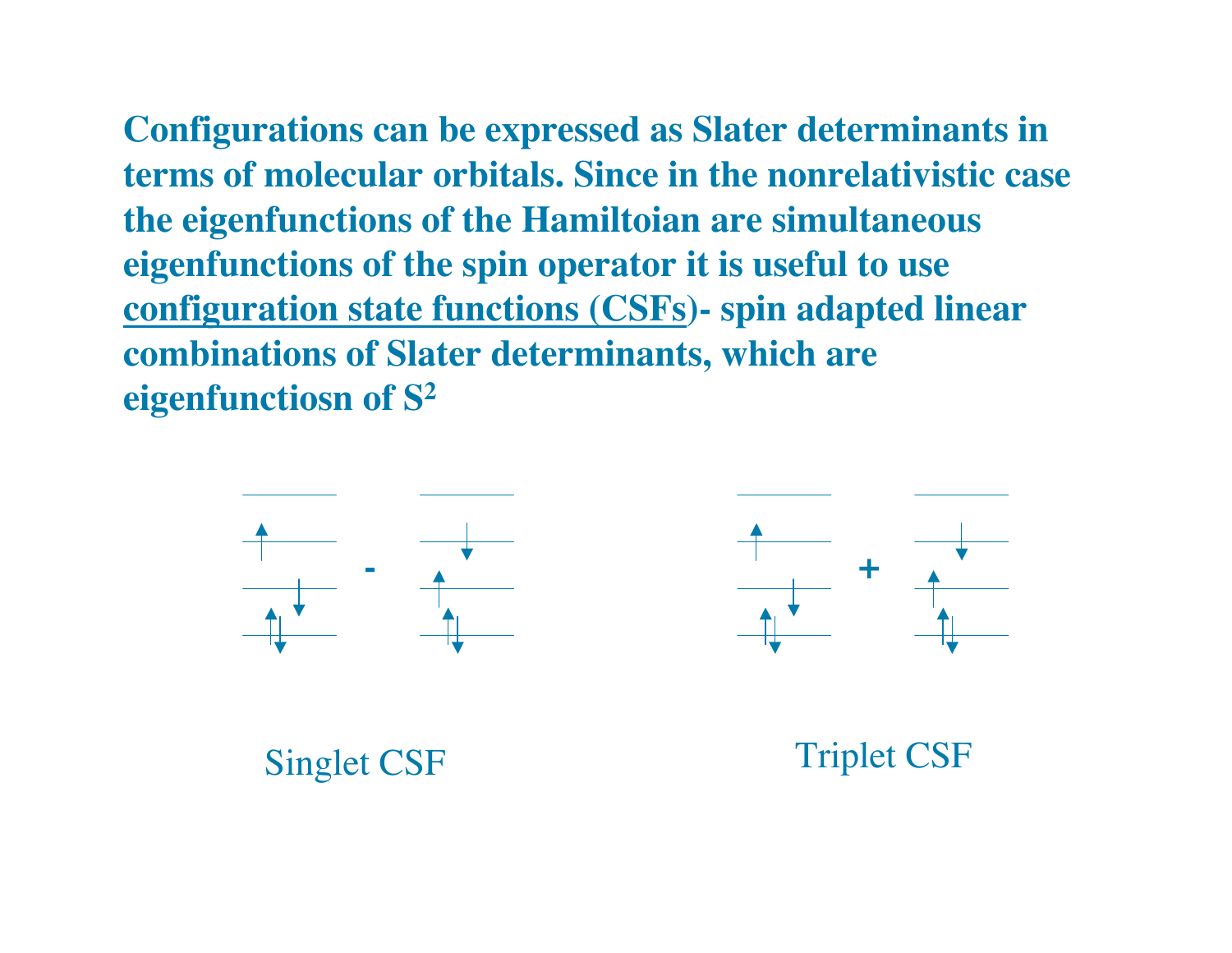**Configurations can be expressed as Slater determinants in terms of molecular orbitals. Since in the nonrelativistic case the eigenfunctions of the Hamiltoian are simultaneous eigenfunctions of the spin operator it is useful to use configuration state functions (CSFs)- spin adapted linear combinations of Slater determinants, which are eigenfunctiosn of $S^2$**

Singlet CSF

Triplet CSF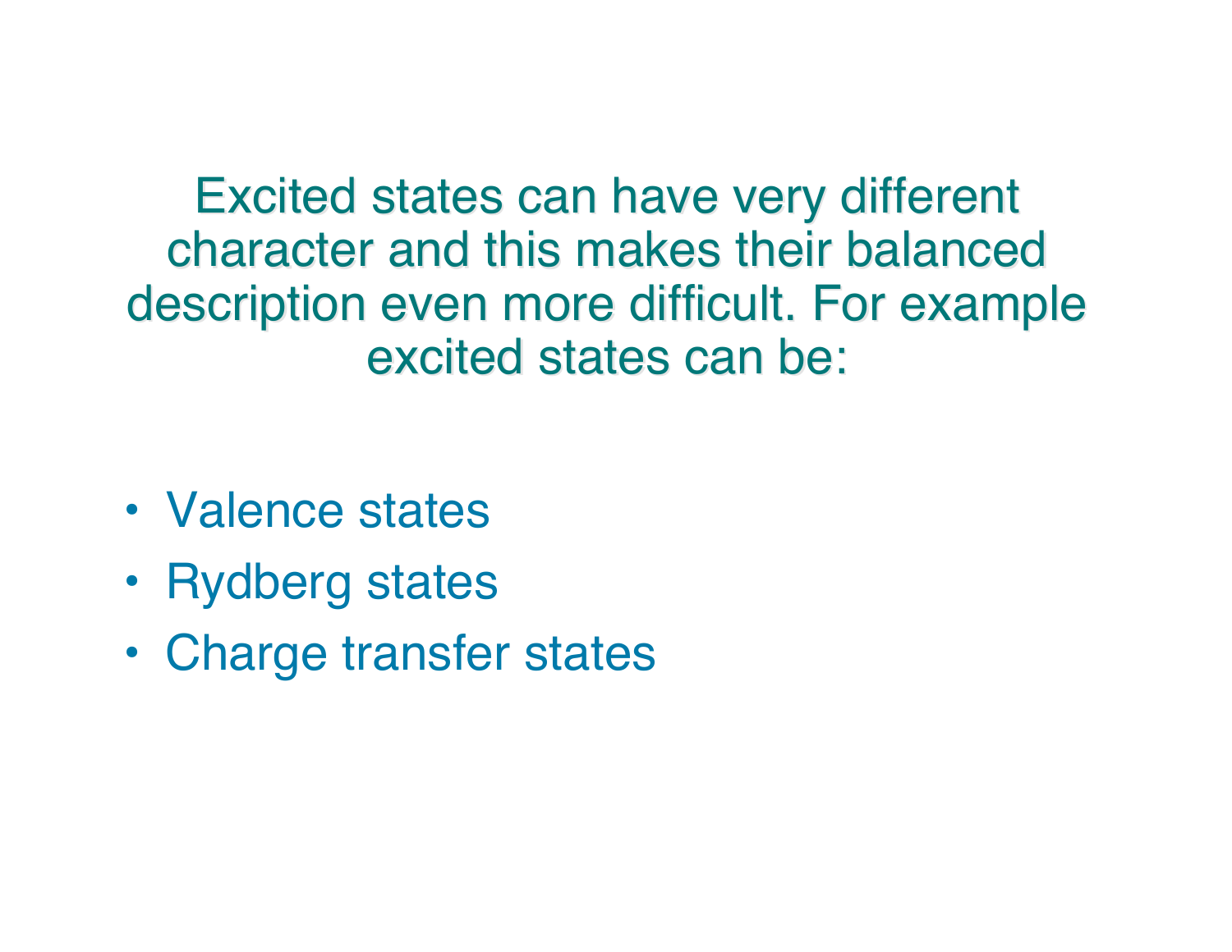Excited states can have very different character and this makes their balanced description even more difficult. For example excited states can be:

- Valence states
- Rydberg states
- Charge transfer states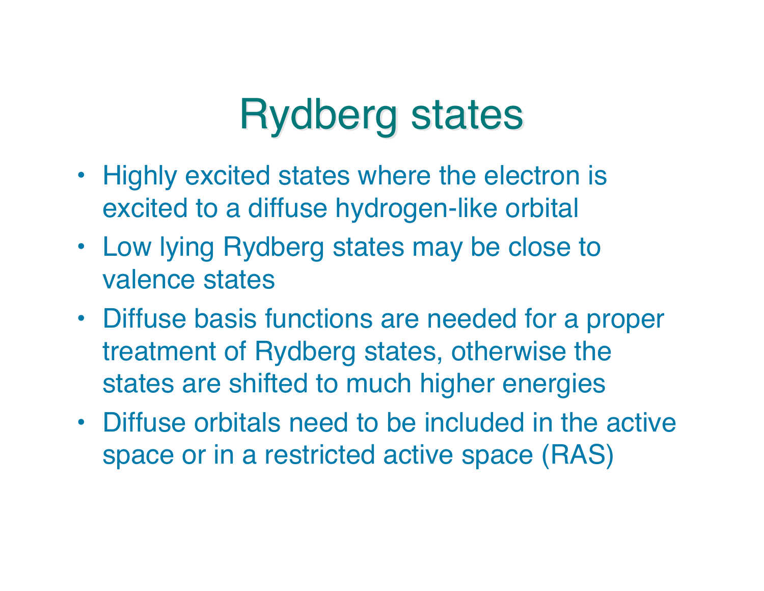# Rydberg states

- Highly excited states where the electron is excited to a diffuse hydrogen-like orbital
- Low lying Rydberg states may be close to valence states
- Diffuse basis functions are needed for a proper treatment of Rydberg states, otherwise the states are shifted to much higher energies
- Diffuse orbitals need to be included in the active space or in a restricted active space (RAS)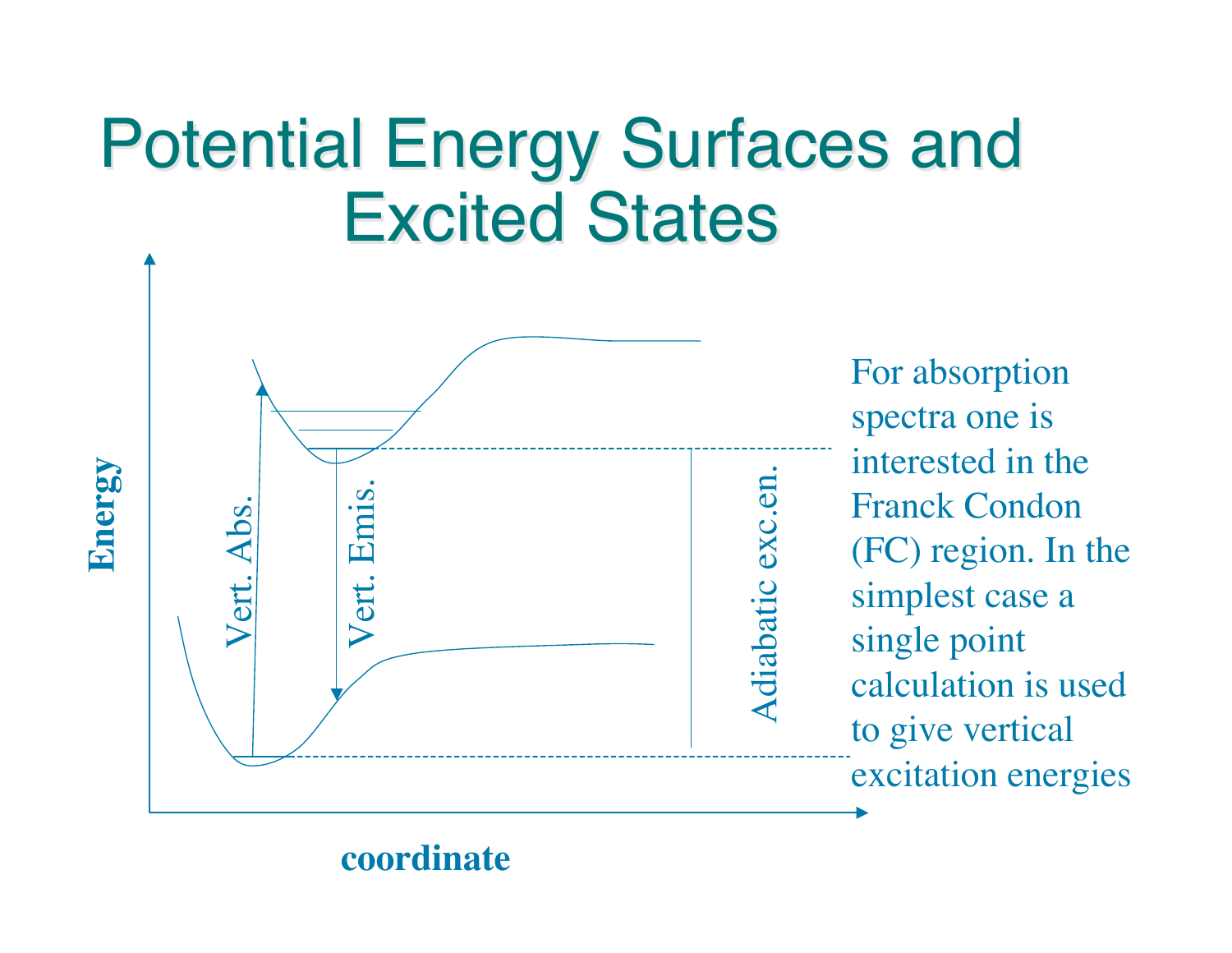# Potential Energy Surfaces and Excited States

Energy

Vert. Abs.

Vert. Emis.

Adiabatic exc.en.

coordinate

For absorption spectra one is interested in the Franck Condon (FC) region. In the simplest case a single point calculation is used to give vertical excitation energies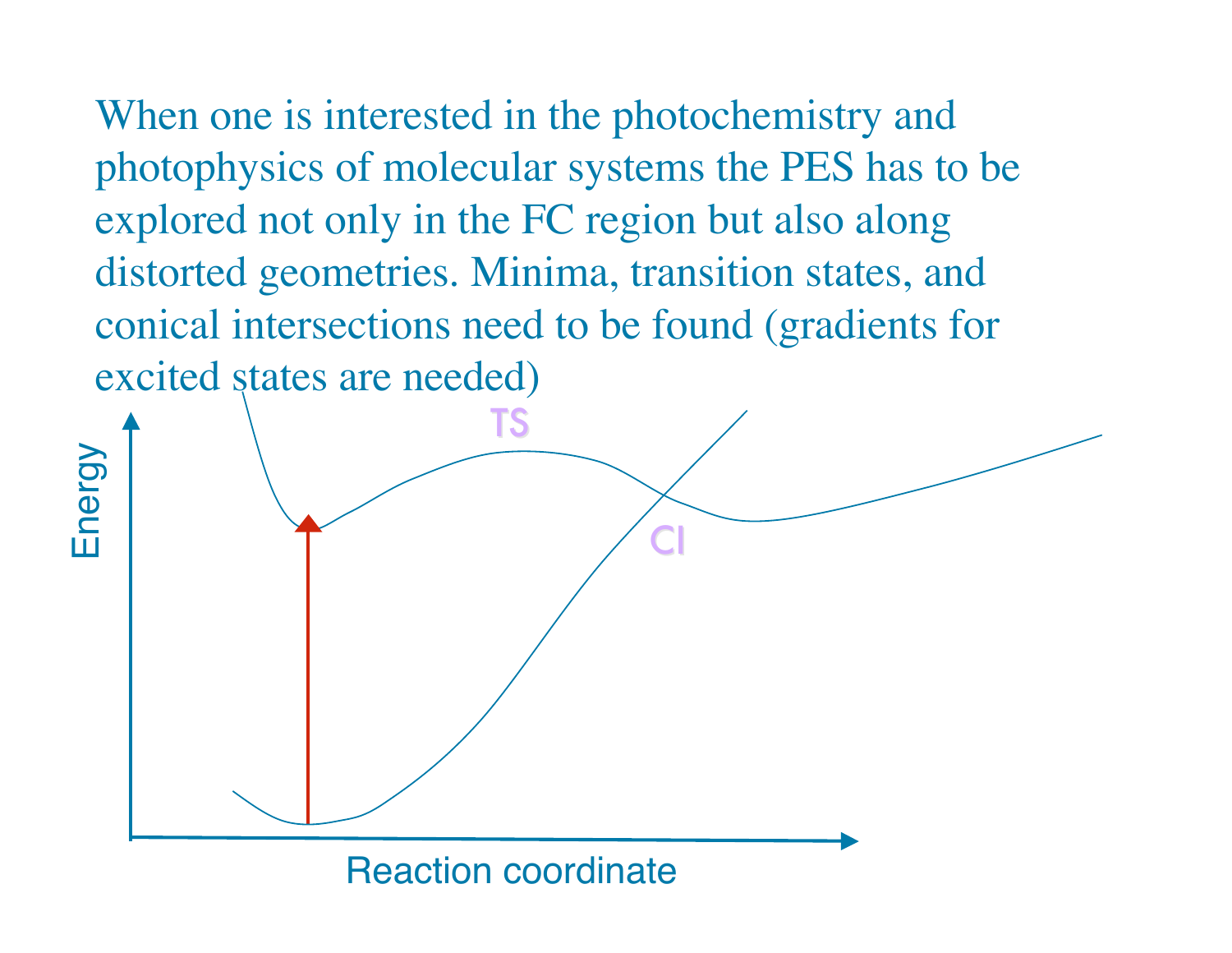When one is interested in the photochemistry and photophysics of molecular systems the PES has to be explored not only in the FC region but also along distorted geometries. Minima, transition states, and conical intersections need to be found (gradients for excited states are needed)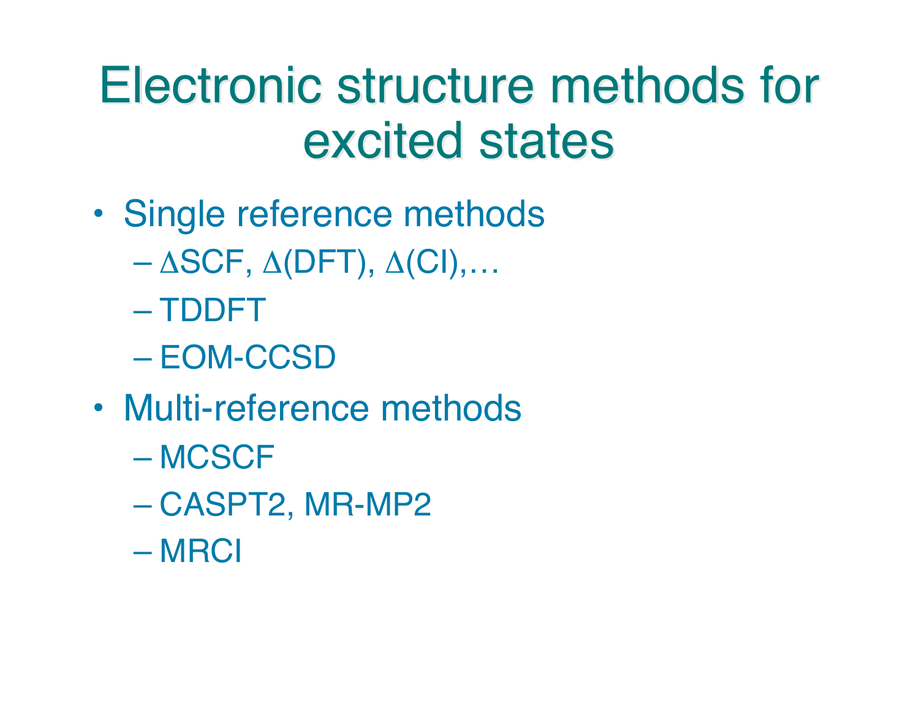# Electronic structure methods for excited states

- Single reference methods
  - ΔSCF, Δ(DFT), Δ(CI),…
  - TDDFT
  - EOM-CCSD
- Multi-reference methods
  - MCSCF
  - CASPT2, MR-MP2
  - MRCI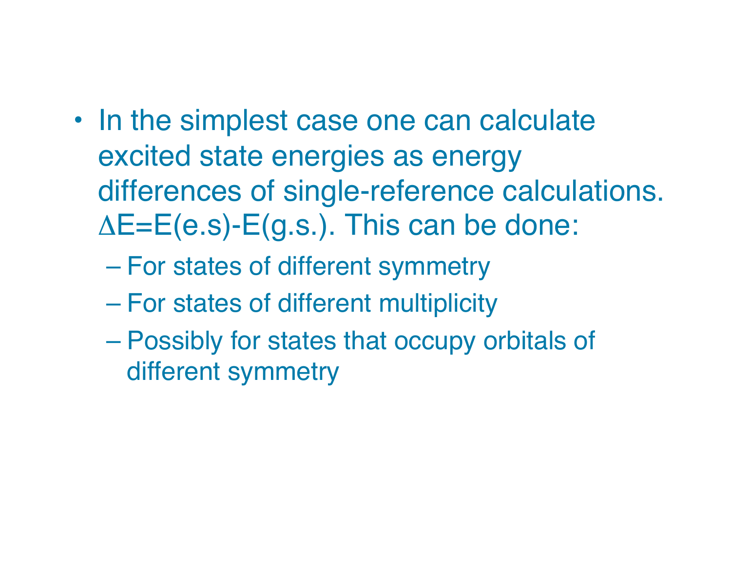- In the simplest case one can calculate excited state energies as energy differences of single-reference calculations. $\Delta E = E(e.s) - E(g.s.)$. This can be done:
  - For states of different symmetry
  - For states of different multiplicity
  - Possibly for states that occupy orbitals of different symmetry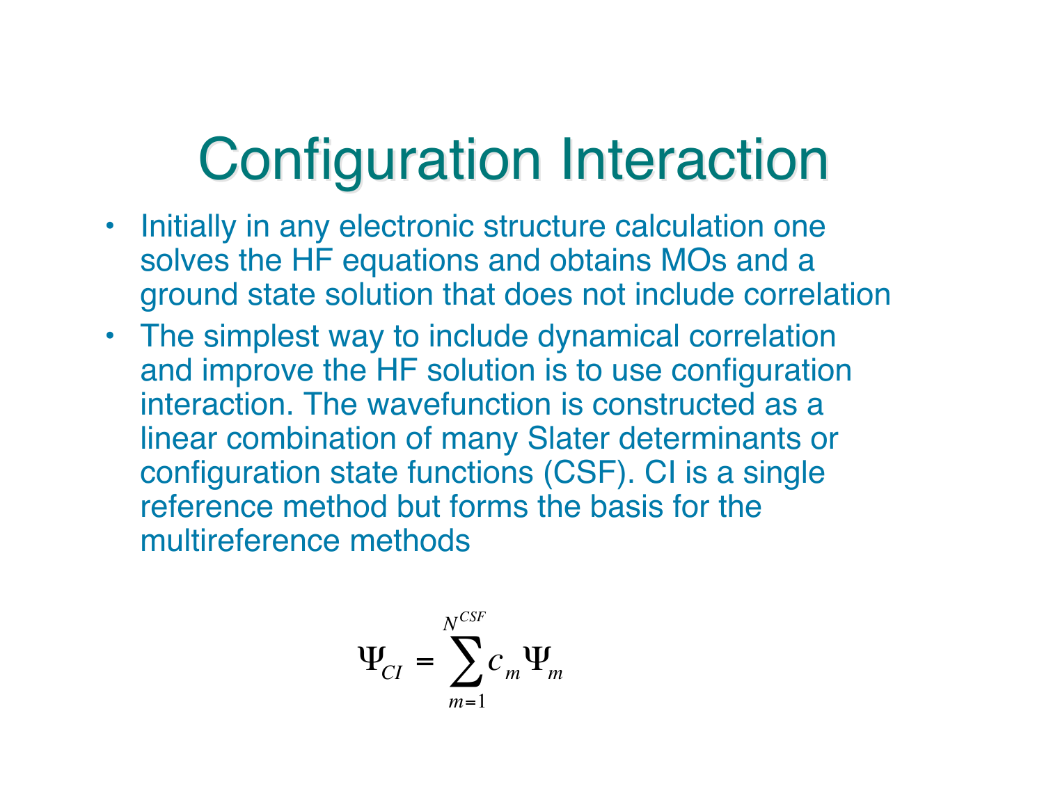# Configuration Interaction

- Initially in any electronic structure calculation one solves the HF equations and obtains MOs and a ground state solution that does not include correlation
- The simplest way to include dynamical correlation and improve the HF solution is to use configuration interaction. The wavefunction is constructed as a linear combination of many Slater determinants or configuration state functions (CSF). CI is a single reference method but forms the basis for the multireference methods

$$\Psi_{CI} = \sum_{m=1}^{N^{CSF}} c_m \Psi_m$$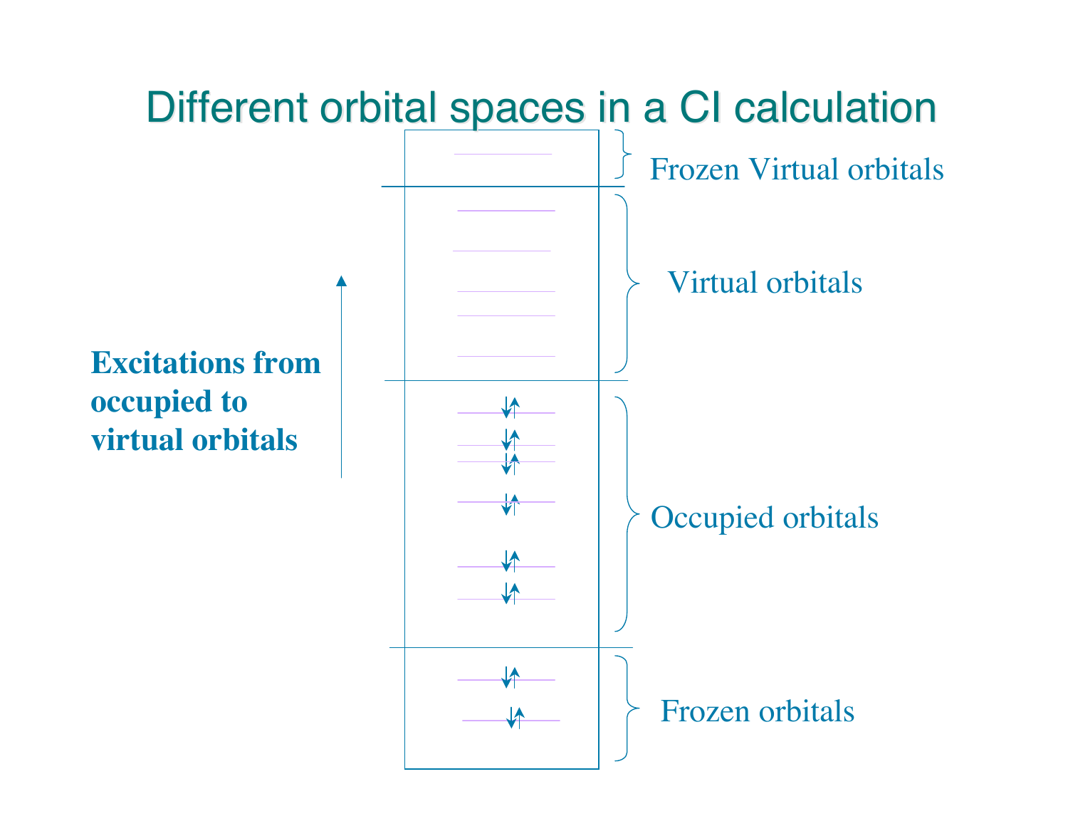# Different orbital spaces in a CI calculation

Frozen Virtual orbitals

Virtual orbitals

**Excitations from occupied to virtual orbitals**

Occupied orbitals

Frozen orbitals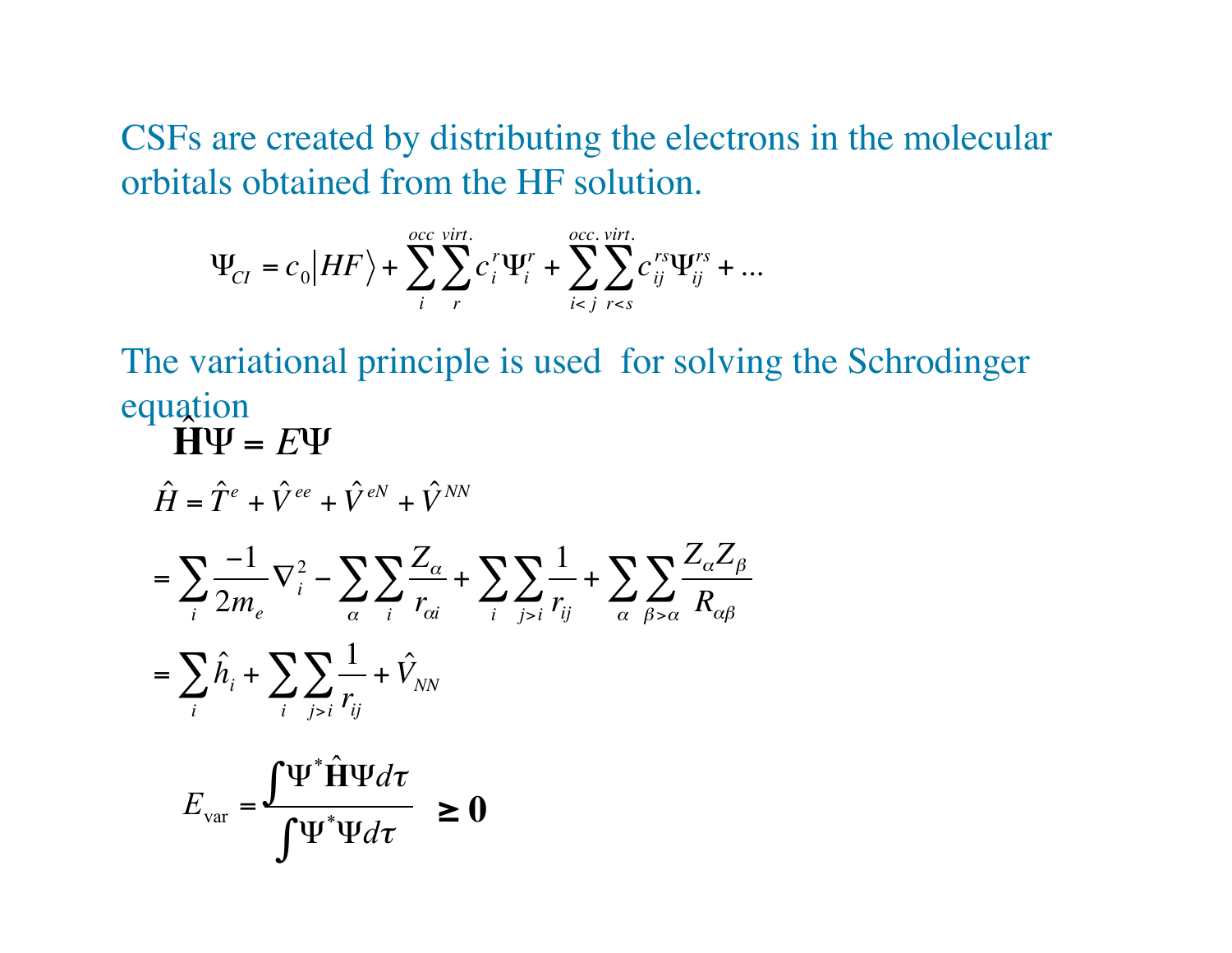CSFs are created by distributing the electrons in the molecular orbitals obtained from the HF solution.

$$\Psi_{CI} = c_0 \left| HF \right\rangle + \sum_{i}^{occ} \sum_{r}^{virt.} c_i^r \Psi_i^r + \sum_{i<j}^{occ.} \sum_{r<s}^{virt.} c_{ij}^{rs} \Psi_{ij}^{rs} + \ldots$$

The variational principle is used for solving the Schrodinger equation

$$\hat{\mathbf{H}}\Psi = E\Psi$$

$$\hat{H} = \hat{T}^e + \hat{V}^{ee} + \hat{V}^{eN} + \hat{V}^{NN}$$

$$= \sum_i \frac{-1}{2m_e} \nabla_i^2 - \sum_\alpha \sum_i \frac{Z_\alpha}{r_{\alpha i}} + \sum_i \sum_{j>i} \frac{1}{r_{ij}} + \sum_\alpha \sum_{\beta>\alpha} \frac{Z_\alpha Z_\beta}{R_{\alpha\beta}}$$

$$= \sum_i \hat{h}_i + \sum_i \sum_{j>i} \frac{1}{r_{ij}} + \hat{V}_{NN}$$

$$E_{\text{var}} = \frac{\int \Psi^* \hat{\mathbf{H}} \Psi d\tau}{\int \Psi^* \Psi d\tau} \quad \geq \mathbf{0}$$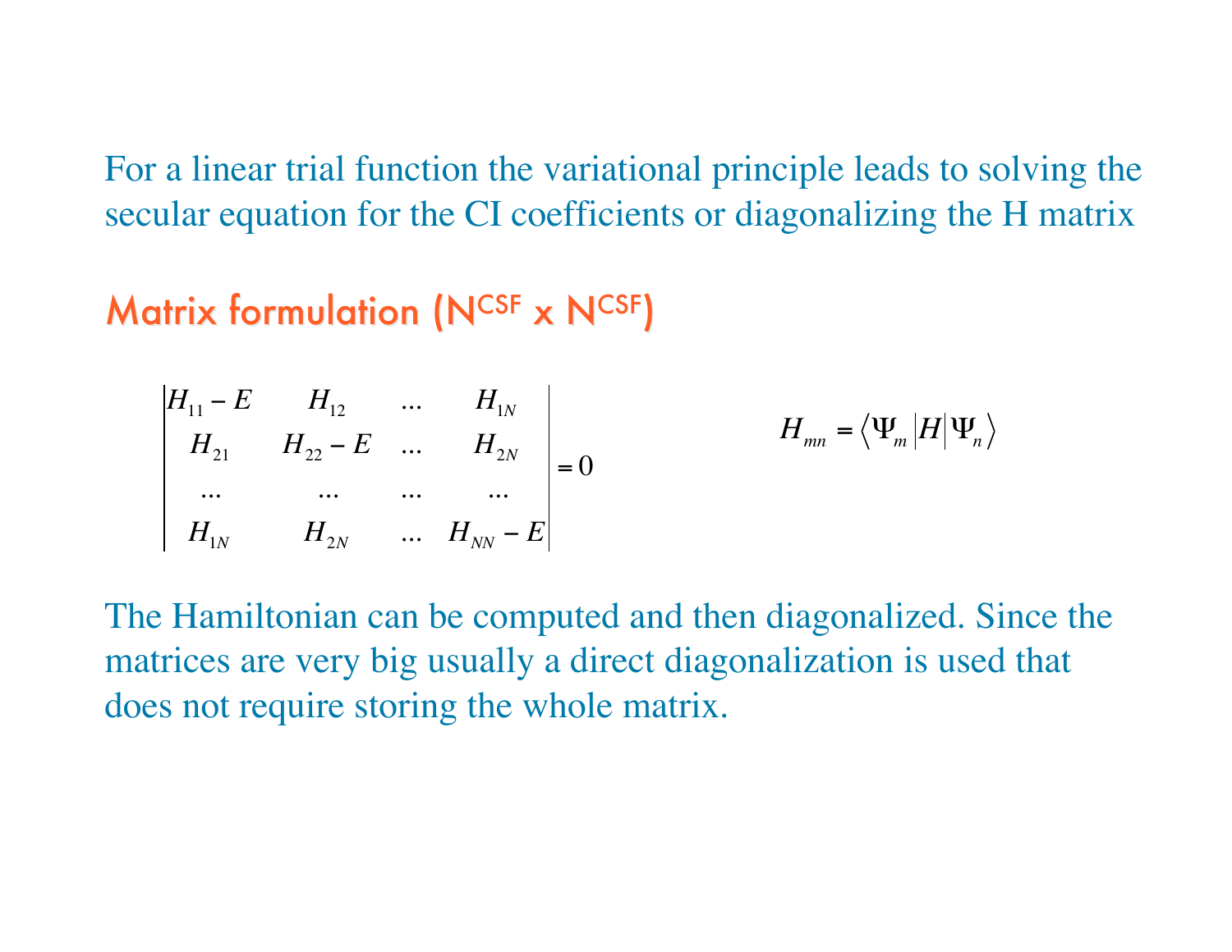For a linear trial function the variational principle leads to solving the secular equation for the CI coefficients or diagonalizing the H matrix

## Matrix formulation ($N^{CSF}$ x $N^{CSF}$)

$$
\begin{vmatrix}
H_{11}-E & H_{12} & \ldots & H_{1N} \\
H_{21} & H_{22}-E & \ldots & H_{2N} \\
\ldots & \ldots & \ldots & \ldots \\
H_{1N} & H_{2N} & \ldots & H_{NN}-E
\end{vmatrix} = 0
$$

$$
H_{mn} = \left\langle \Psi_m \middle| H \middle| \Psi_n \right\rangle
$$

The Hamiltonian can be computed and then diagonalized. Since the matrices are very big usually a direct diagonalization is used that does not require storing the whole matrix.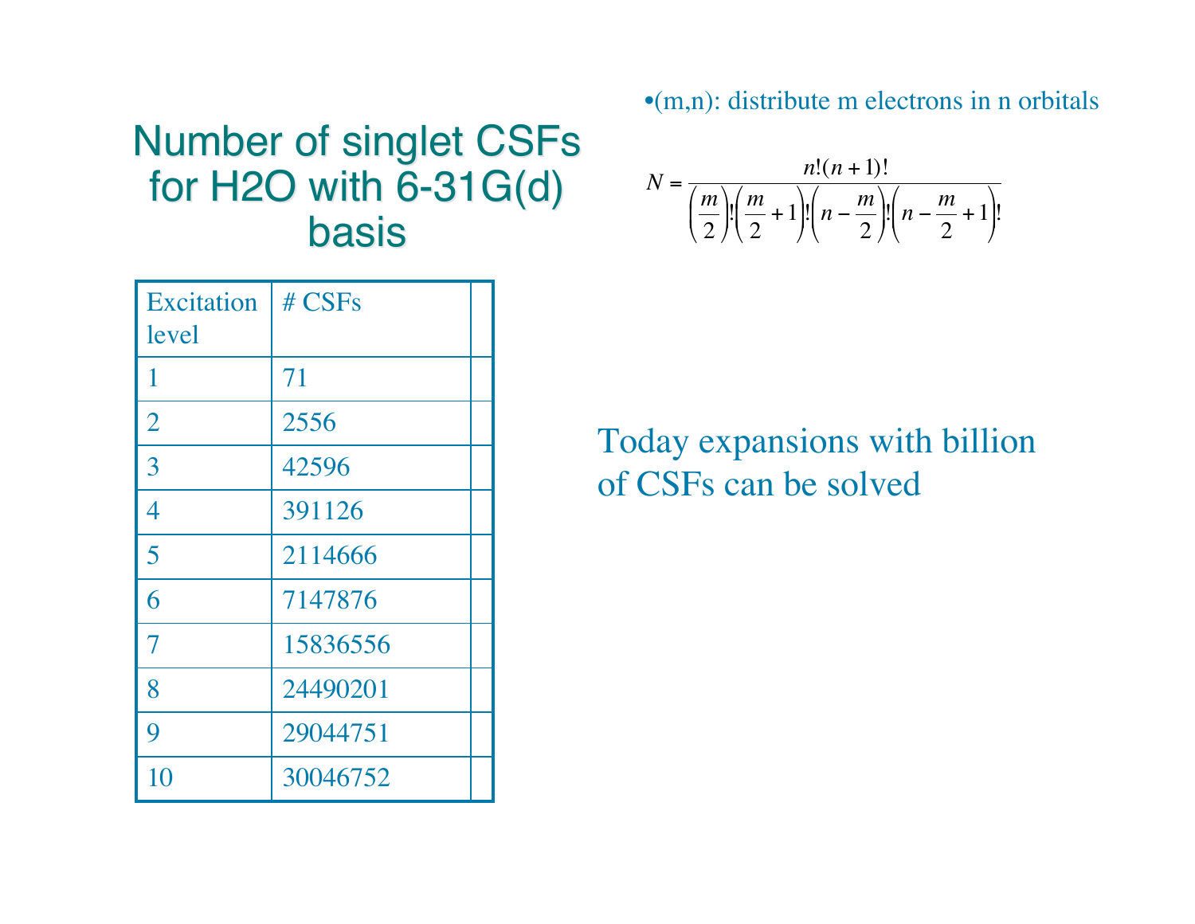# Number of singlet CSFs for H2O with 6-31G(d) basis

- (m,n): distribute m electrons in n orbitals

$$N = \frac{n!(n+1)!}{\left(\frac{m}{2}\right)!\left(\frac{m}{2}+1\right)!\left(n-\frac{m}{2}\right)!\left(n-\frac{m}{2}+1\right)!}$$

| Excitation level | # CSFs | |
|---|---|---|
| 1 | 71 | |
| 2 | 2556 | |
| 3 | 42596 | |
| 4 | 391126 | |
| 5 | 2114666 | |
| 6 | 7147876 | |
| 7 | 15836556 | |
| 8 | 24490201 | |
| 9 | 29044751 | |
| 10 | 30046752 | |

Today expansions with billion of CSFs can be solved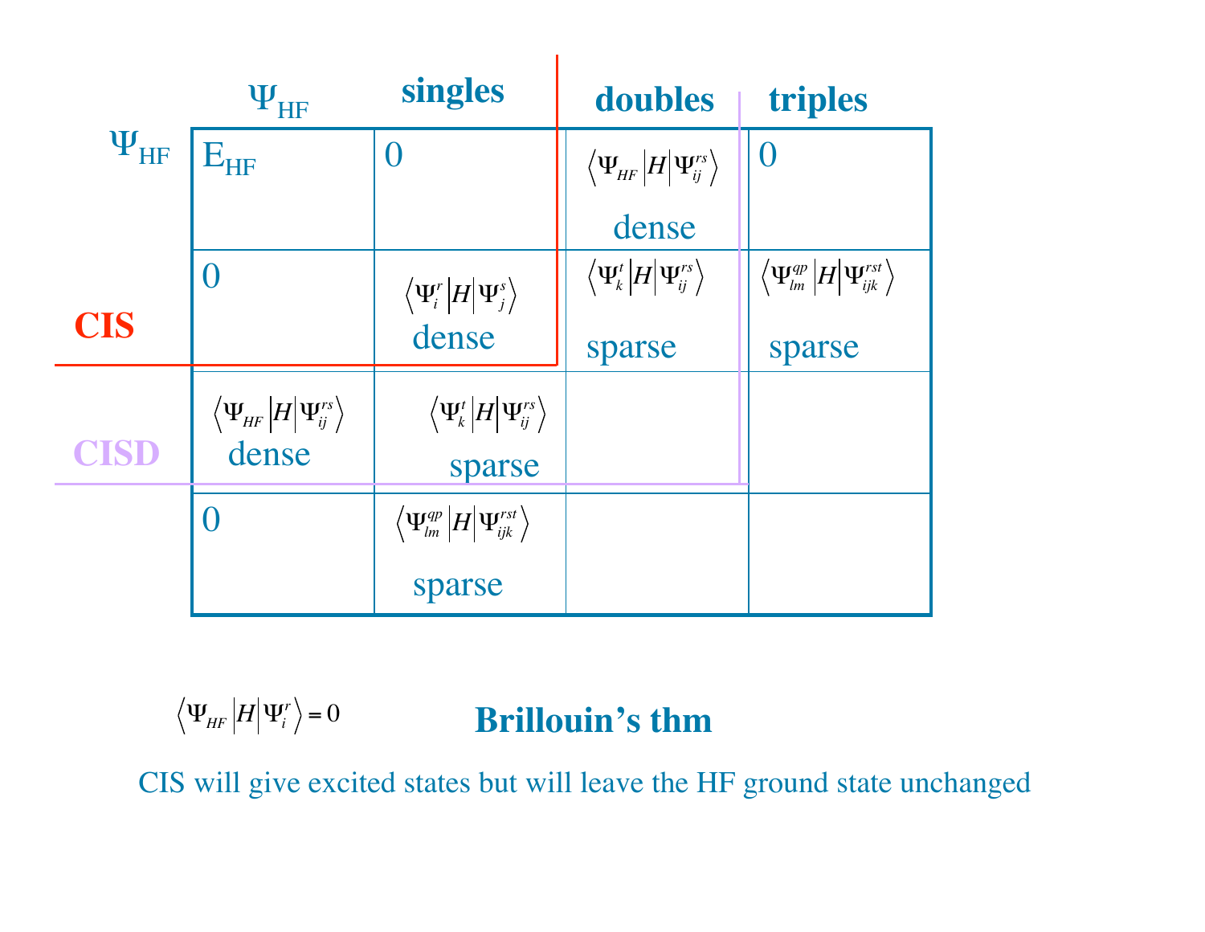|  | $\Psi_{HF}$ | singles | doubles | triples |
|---|---|---|---|---|
| $\Psi_{HF}$ | $E_{HF}$ | 0 | $\langle \Psi_{HF} \vert H \vert \Psi_{ij}^{rs} \rangle$ dense | 0 |
|  | 0 | $\langle \Psi_i^r \vert H \vert \Psi_j^s \rangle$ dense | $\langle \Psi_k^t \vert H \vert \Psi_{ij}^{rs} \rangle$ sparse | $\langle \Psi_{lm}^{qp} \vert H \vert \Psi_{ijk}^{rst} \rangle$ sparse |
|  | $\langle \Psi_{HF} \vert H \vert \Psi_{ij}^{rs} \rangle$ dense | $\langle \Psi_k^t \vert H \vert \Psi_{ij}^{rs} \rangle$ sparse |  |  |
|  | 0 | $\langle \Psi_{lm}^{qp} \vert H \vert \Psi_{ijk}^{rst} \rangle$ sparse |  |  |

**CIS** (block spanning $\Psi_{HF}$ and singles)

**CISD** (block spanning $\Psi_{HF}$, singles and doubles)

$$\langle \Psi_{HF} | H | \Psi_i^r \rangle = 0$$

**Brillouin's thm**

CIS will give excited states but will leave the HF ground state unchanged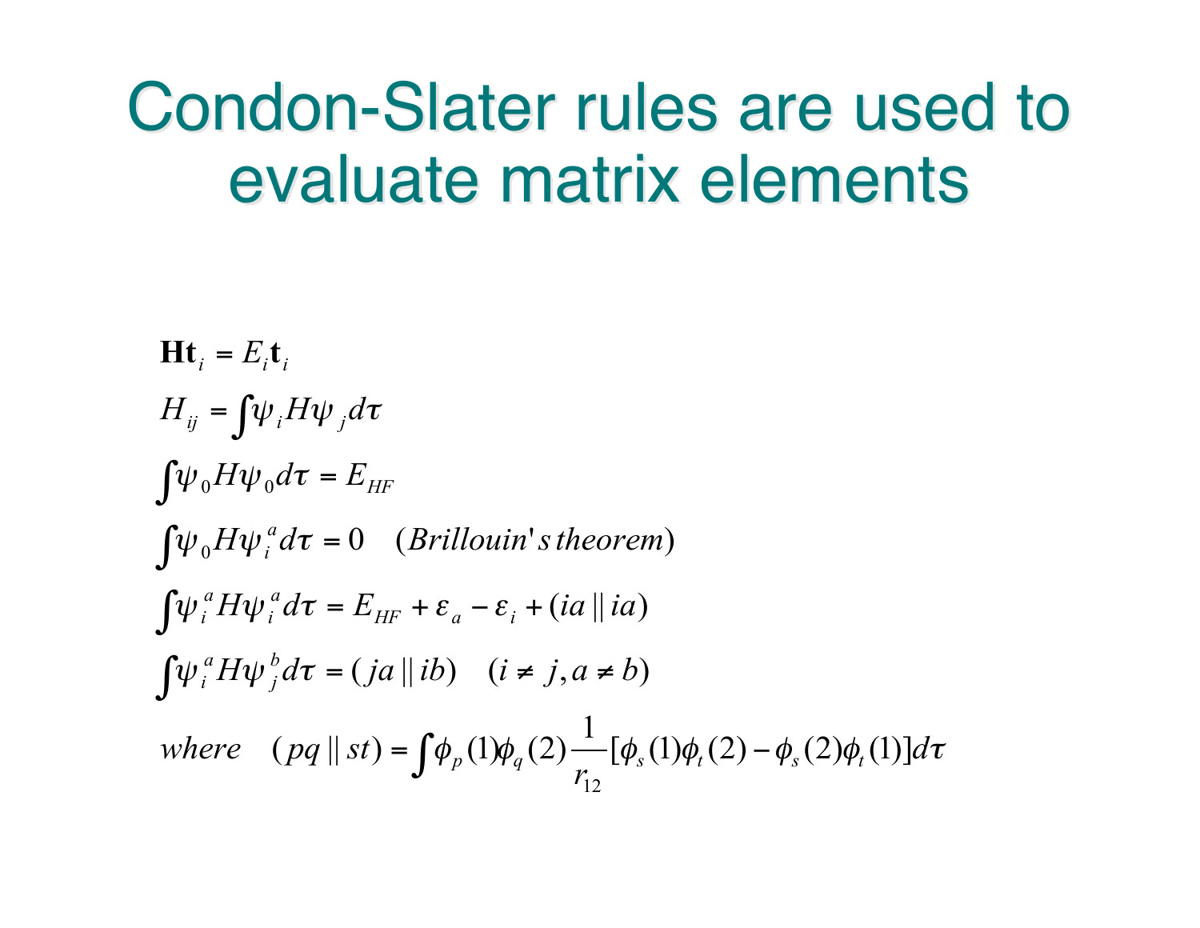# Condon-Slater rules are used to evaluate matrix elements

$$\mathbf{Ht}_i = E_i \mathbf{t}_i$$

$$H_{ij} = \int \psi_i H \psi_j d\tau$$

$$\int \psi_0 H \psi_0 d\tau = E_{HF}$$

$$\int \psi_0 H \psi_i^a d\tau = 0 \quad (Brillouin's\ theorem)$$

$$\int \psi_i^a H \psi_i^a d\tau = E_{HF} + \varepsilon_a - \varepsilon_i + (ia \| ia)$$

$$\int \psi_i^a H \psi_j^b d\tau = (ja \| ib) \quad (i \neq j, a \neq b)$$

$$where \quad (pq \| st) = \int \phi_p(1)\phi_q(2) \frac{1}{r_{12}} [\phi_s(1)\phi_t(2) - \phi_s(2)\phi_t(1)] d\tau$$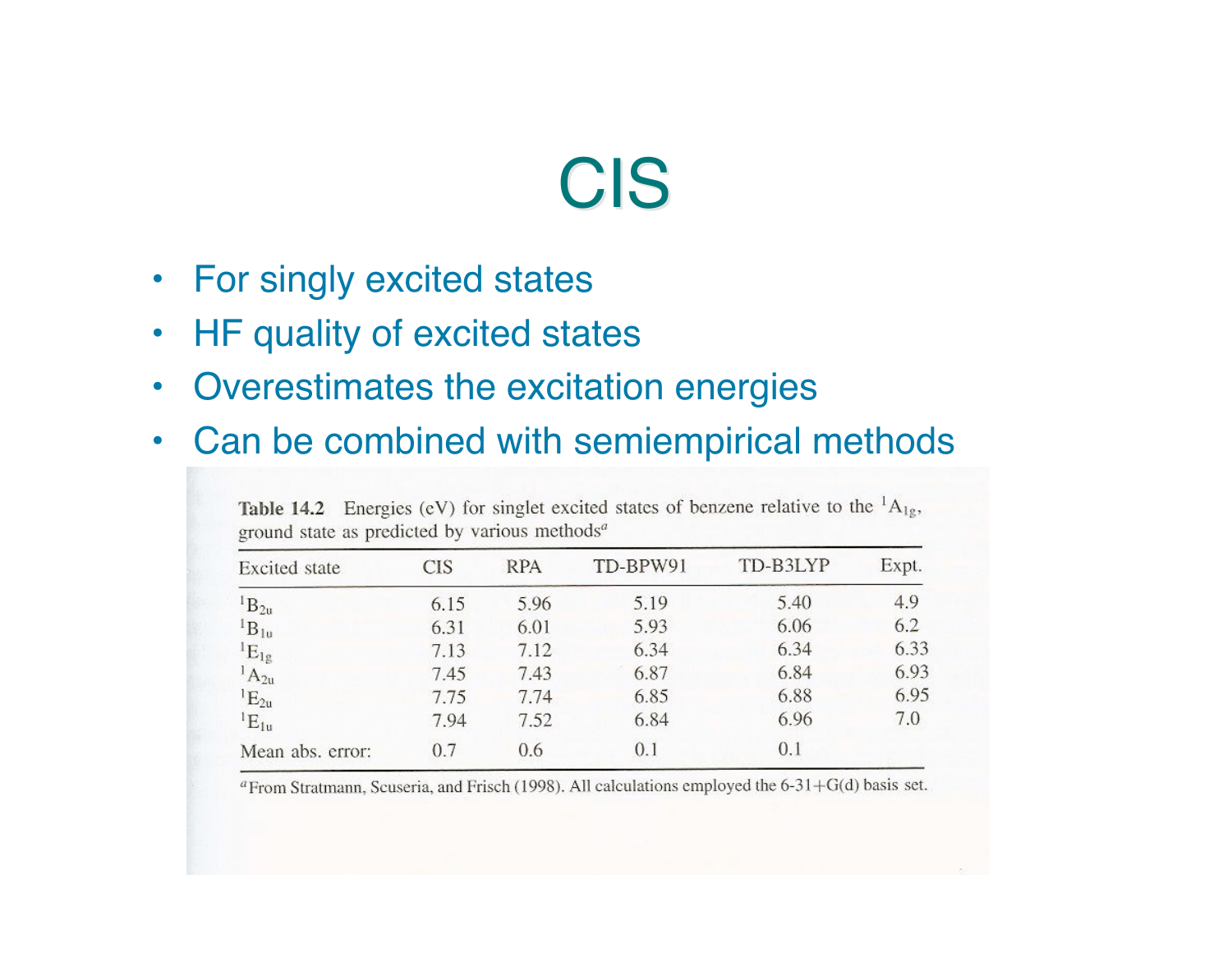# CIS

- For singly excited states
- HF quality of excited states
- Overestimates the excitation energies
- Can be combined with semiempirical methods

**Table 14.2** Energies (eV) for singlet excited states of benzene relative to the $^1A_{1g}$, ground state as predicted by various methods[a]

| Excited state | CIS | RPA | TD-BPW91 | TD-B3LYP | Expt. |
|---|---|---|---|---|---|
| $^1B_{2u}$ | 6.15 | 5.96 | 5.19 | 5.40 | 4.9 |
| $^1B_{1u}$ | 6.31 | 6.01 | 5.93 | 6.06 | 6.2 |
| $^1E_{1g}$ | 7.13 | 7.12 | 6.34 | 6.34 | 6.33 |
| $^1A_{2u}$ | 7.45 | 7.43 | 6.87 | 6.84 | 6.93 |
| $^1E_{2u}$ | 7.75 | 7.74 | 6.85 | 6.88 | 6.95 |
| $^1E_{1u}$ | 7.94 | 7.52 | 6.84 | 6.96 | 7.0 |
| Mean abs. error: | 0.7 | 0.6 | 0.1 | 0.1 | |

[a] From Stratmann, Scuseria, and Frisch (1998). All calculations employed the 6-31+G(d) basis set.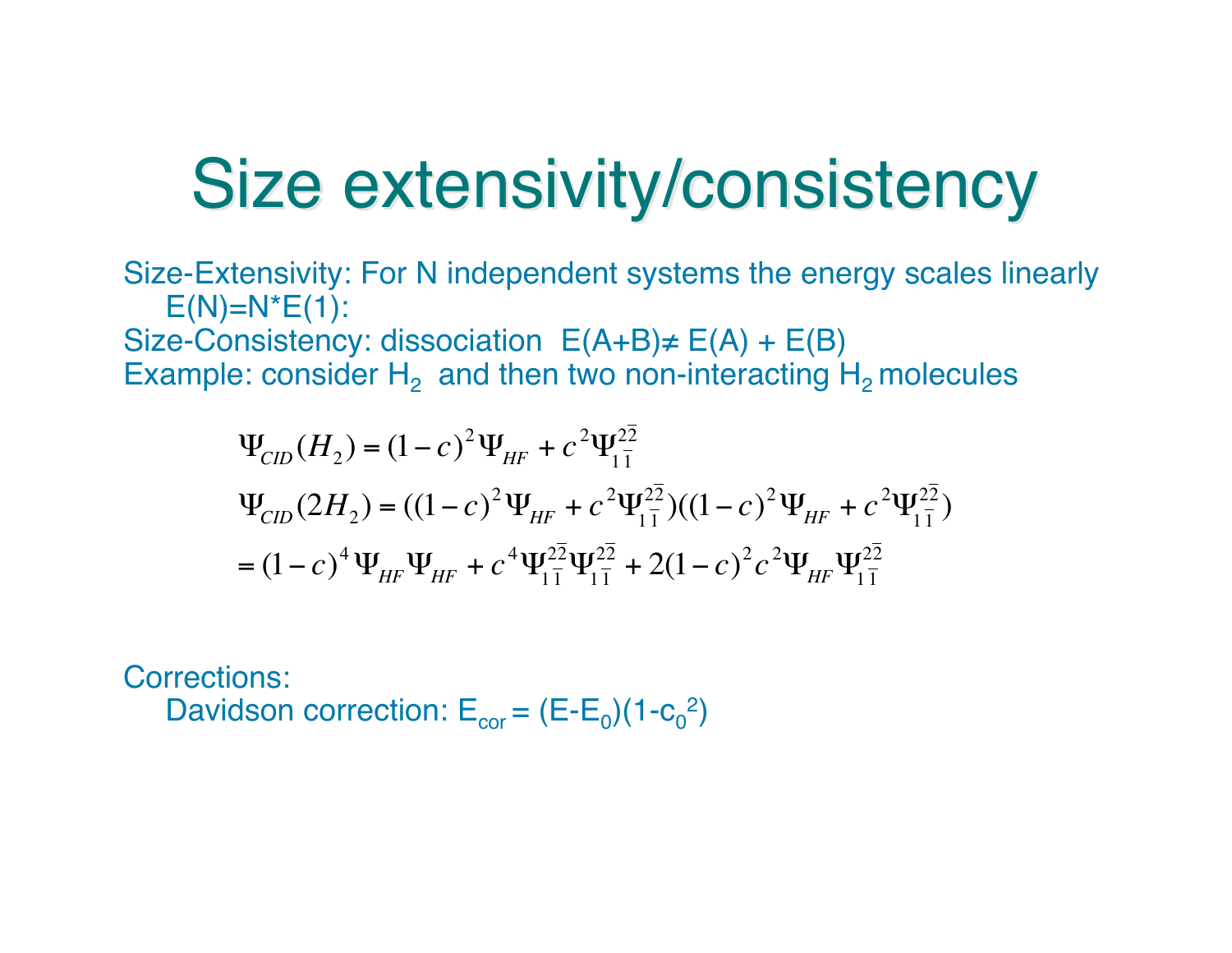# Size extensivity/consistency

Size-Extensivity: For N independent systems the energy scales linearly
  E(N)=N*E(1):

Size-Consistency: dissociation  E(A+B)≠ E(A) + E(B)

Example: consider $H_2$ and then two non-interacting $H_2$ molecules

$$
\Psi_{CID}(H_2) = (1-c)^2\Psi_{HF} + c^2\Psi_{1\bar{1}}^{2\bar{2}}
$$

$$
\Psi_{CID}(2H_2) = ((1-c)^2\Psi_{HF} + c^2\Psi_{1\bar{1}}^{2\bar{2}})((1-c)^2\Psi_{HF} + c^2\Psi_{1\bar{1}}^{2\bar{2}})
$$

$$
= (1-c)^4\Psi_{HF}\Psi_{HF} + c^4\Psi_{1\bar{1}}^{2\bar{2}}\Psi_{1\bar{1}}^{2\bar{2}} + 2(1-c)^2c^2\Psi_{HF}\Psi_{1\bar{1}}^{2\bar{2}}
$$

Corrections:

  Davidson correction: $E_{cor} = (E-E_0)(1-c_0^2)$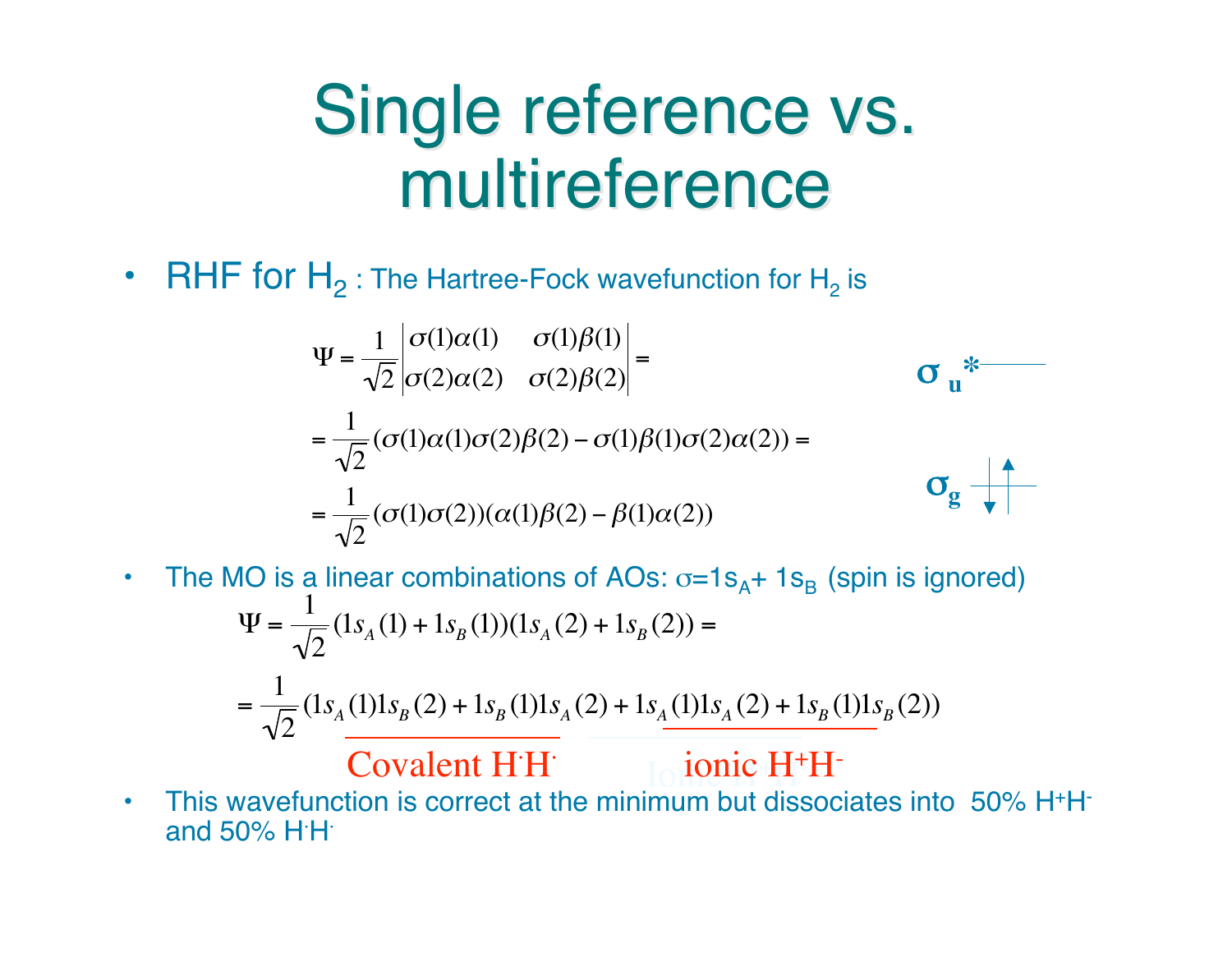# Single reference vs. multireference

- RHF for $H_2$ : The Hartree-Fock wavefunction for $H_2$ is

$$\Psi = \frac{1}{\sqrt{2}}\begin{vmatrix} \sigma(1)\alpha(1) & \sigma(1)\beta(1) \\ \sigma(2)\alpha(2) & \sigma(2)\beta(2) \end{vmatrix} =$$

$$= \frac{1}{\sqrt{2}}(\sigma(1)\alpha(1)\sigma(2)\beta(2) - \sigma(1)\beta(1)\sigma(2)\alpha(2)) =$$

$$= \frac{1}{\sqrt{2}}(\sigma(1)\sigma(2))(\alpha(1)\beta(2) - \beta(1)\alpha(2))$$

$\sigma_u^*$

$\sigma_g$

- The MO is a linear combinations of AOs: $\sigma = 1s_A + 1s_B$ (spin is ignored)

$$\Psi = \frac{1}{\sqrt{2}}(1s_A(1) + 1s_B(1))(1s_A(2) + 1s_B(2)) =$$

$$= \frac{1}{\sqrt{2}}(1s_A(1)1s_B(2) + 1s_B(1)1s_A(2) + 1s_A(1)1s_A(2) + 1s_B(1)1s_B(2))$$

Covalent $H^{\cdot}H^{\cdot}$ ionic $H^+H^-$

- This wavefunction is correct at the minimum but dissociates into 50% $H^+H^-$ and 50% $H^{\cdot}H^{\cdot}$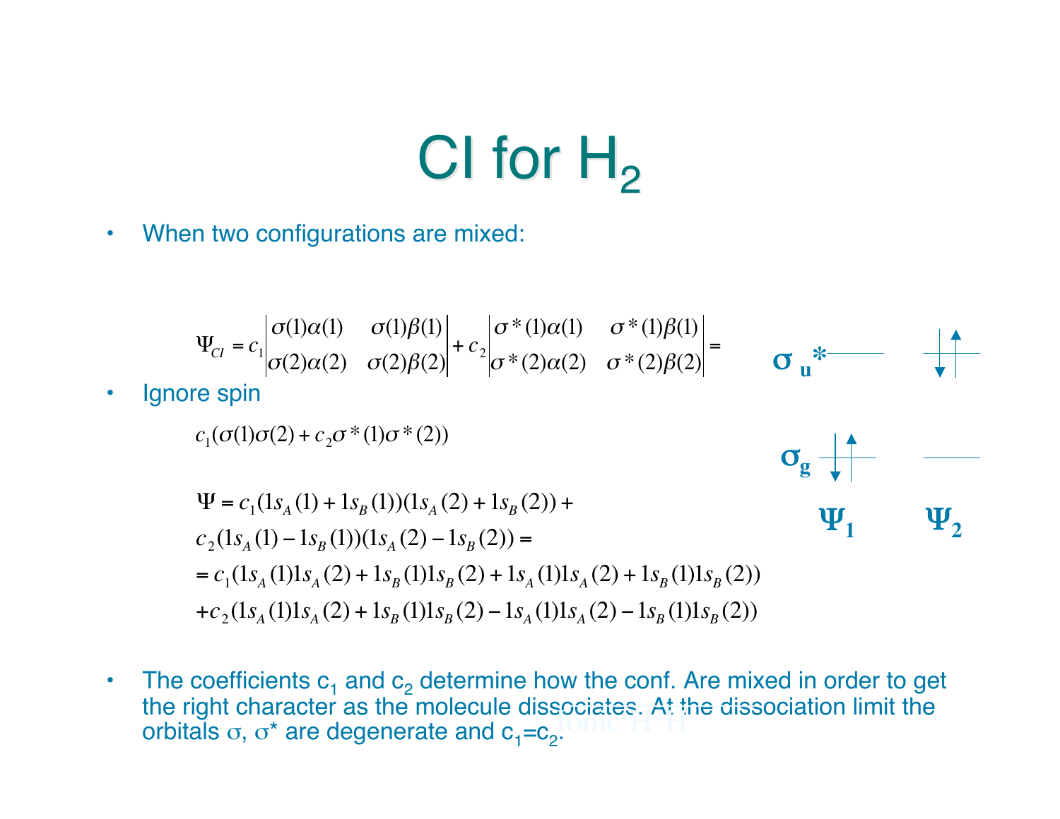# CI for $H_2$

- When two configurations are mixed:

$$\Psi_{CI} = c_1 \begin{vmatrix} \sigma(1)\alpha(1) & \sigma(1)\beta(1) \\ \sigma(2)\alpha(2) & \sigma(2)\beta(2) \end{vmatrix} + c_2 \begin{vmatrix} \sigma^*(1)\alpha(1) & \sigma^*(1)\beta(1) \\ \sigma^*(2)\alpha(2) & \sigma^*(2)\beta(2) \end{vmatrix} =$$

- Ignore spin

$$c_1(\sigma(1)\sigma(2) + c_2\sigma^*(1)\sigma^*(2))$$

$$\begin{aligned}
\Psi &= c_1(1s_A(1) + 1s_B(1))(1s_A(2) + 1s_B(2)) + \\
&c_2(1s_A(1) - 1s_B(1))(1s_A(2) - 1s_B(2)) = \\
&= c_1(1s_A(1)1s_A(2) + 1s_B(1)1s_B(2) + 1s_A(1)1s_A(2) + 1s_B(1)1s_B(2)) \\
&+ c_2(1s_A(1)1s_A(2) + 1s_B(1)1s_B(2) - 1s_A(1)1s_A(2) - 1s_B(1)1s_B(2))
\end{aligned}$$

$\sigma_u^*$, $\sigma_g$ — $\Psi_1$, $\Psi_2$

- The coefficients $c_1$ and $c_2$ determine how the conf. Are mixed in order to get the right character as the molecule dissociates. At the dissociation limit the orbitals $\sigma$, $\sigma^*$ are degenerate and $c_1$=$c_2$.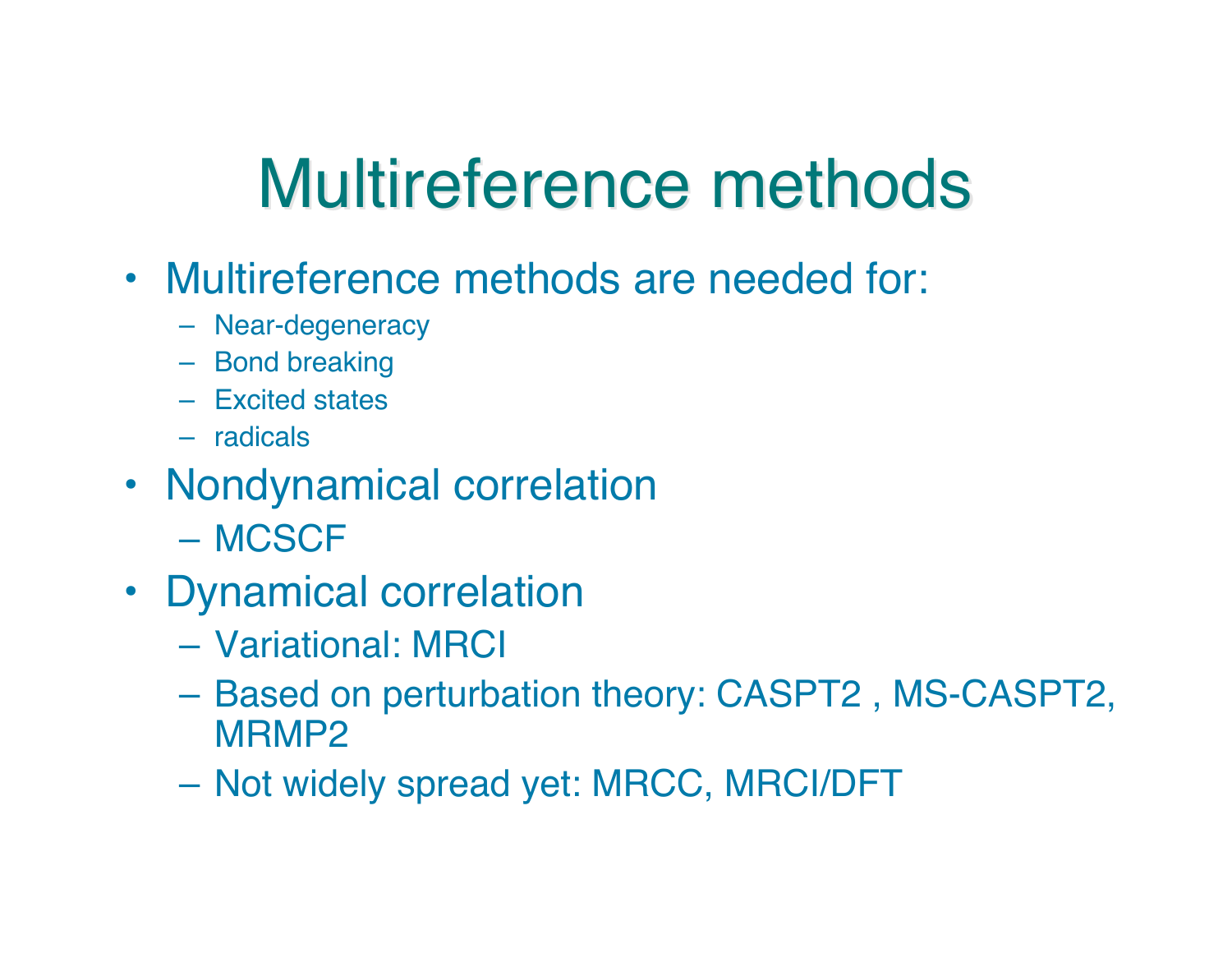# Multireference methods

- Multireference methods are needed for:
  - Near-degeneracy
  - Bond breaking
  - Excited states
  - radicals
- Nondynamical correlation
  - MCSCF
- Dynamical correlation
  - Variational: MRCI
  - Based on perturbation theory: CASPT2 , MS-CASPT2, MRMP2
  - Not widely spread yet: MRCC, MRCI/DFT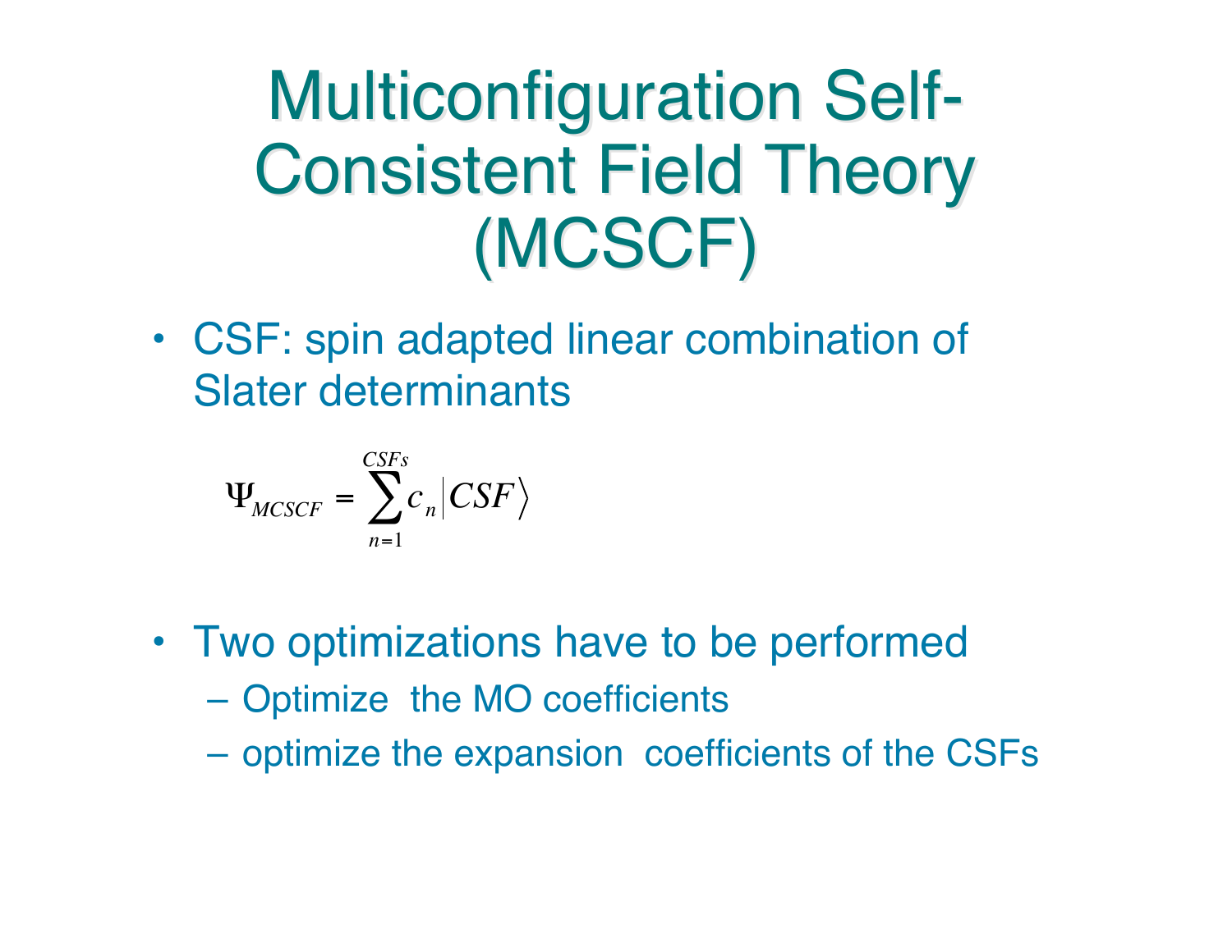# Multiconfiguration Self-Consistent Field Theory (MCSCF)

- CSF: spin adapted linear combination of Slater determinants

$$\Psi_{MCSCF} = \sum_{n=1}^{CSFs} c_n \left| CSF \right\rangle$$

- Two optimizations have to be performed
  - Optimize the MO coefficients
  - optimize the expansion coefficients of the CSFs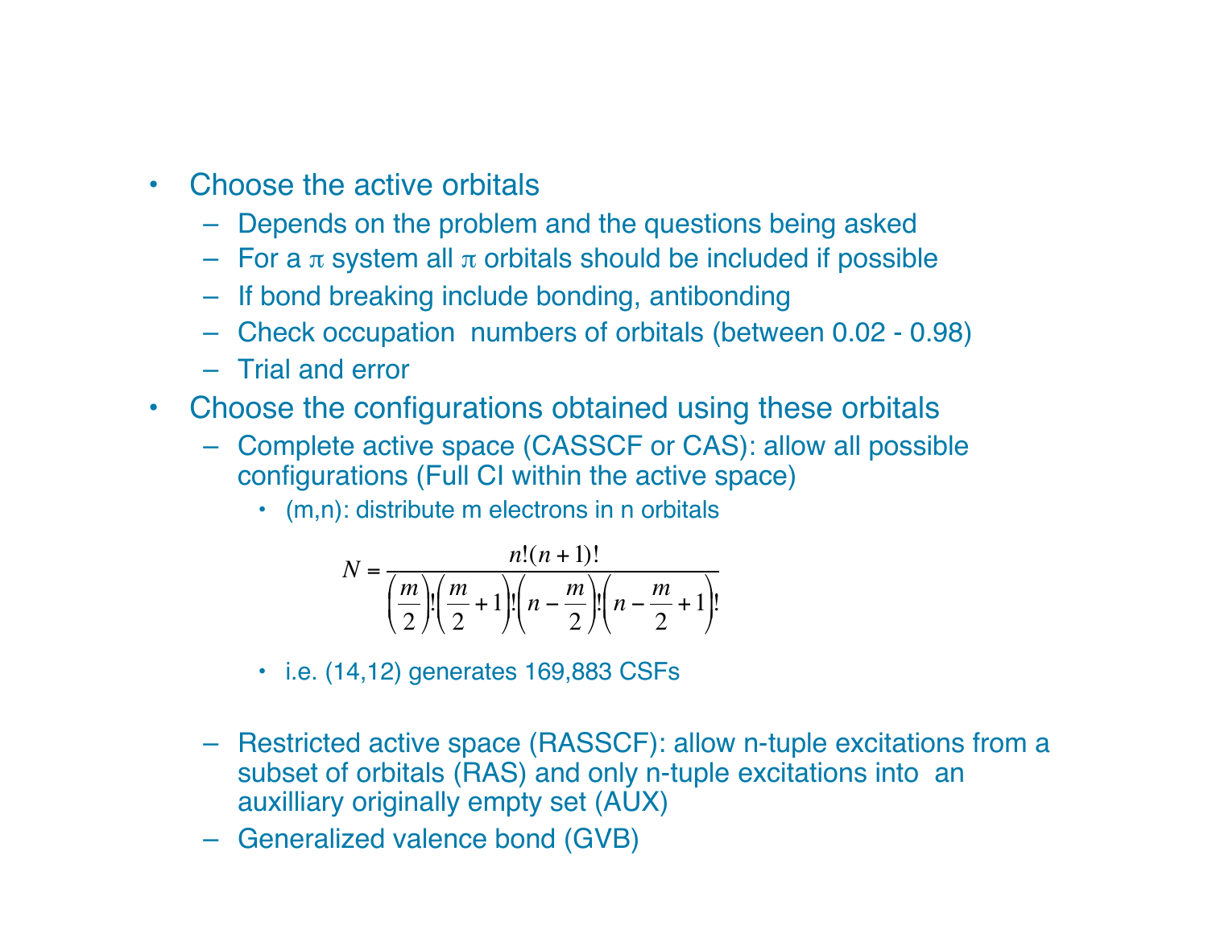- Choose the active orbitals
  - Depends on the problem and the questions being asked
  - For a $\pi$ system all $\pi$ orbitals should be included if possible
  - If bond breaking include bonding, antibonding
  - Check occupation numbers of orbitals (between 0.02 - 0.98)
  - Trial and error
- Choose the configurations obtained using these orbitals
  - Complete active space (CASSCF or CAS): allow all possible configurations (Full CI within the active space)
    - (m,n): distribute m electrons in n orbitals

$$N = \frac{n!(n+1)!}{\left(\frac{m}{2}\right)!\left(\frac{m}{2}+1\right)!\left(n-\frac{m}{2}\right)!\left(n-\frac{m}{2}+1\right)!}$$

    - i.e. (14,12) generates 169,883 CSFs

  - Restricted active space (RASSCF): allow n-tuple excitations from a subset of orbitals (RAS) and only n-tuple excitations into an auxilliary originally empty set (AUX)
  - Generalized valence bond (GVB)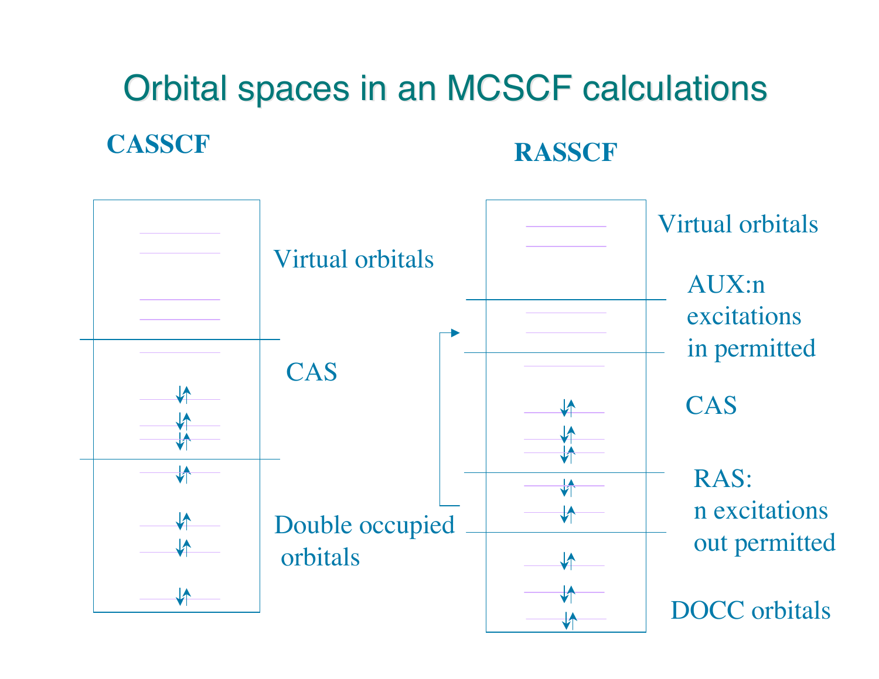# Orbital spaces in an MCSCF calculations

**CASSCF**

Virtual orbitals

CAS

Double occupied orbitals

**RASSCF**

Virtual orbitals

AUX:n excitations in permitted

CAS

RAS: n excitations out permitted

DOCC orbitals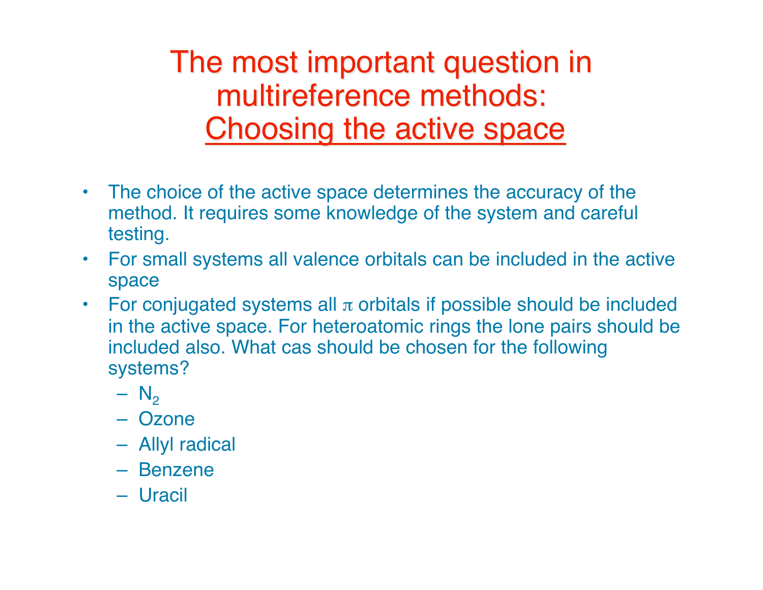# The most important question in multireference methods: Choosing the active space

- The choice of the active space determines the accuracy of the method. It requires some knowledge of the system and careful testing.
- For small systems all valence orbitals can be included in the active space
- For conjugated systems all $\pi$ orbitals if possible should be included in the active space. For heteroatomic rings the lone pairs should be included also. What cas should be chosen for the following systems?
  - $N_2$
  - Ozone
  - Allyl radical
  - Benzene
  - Uracil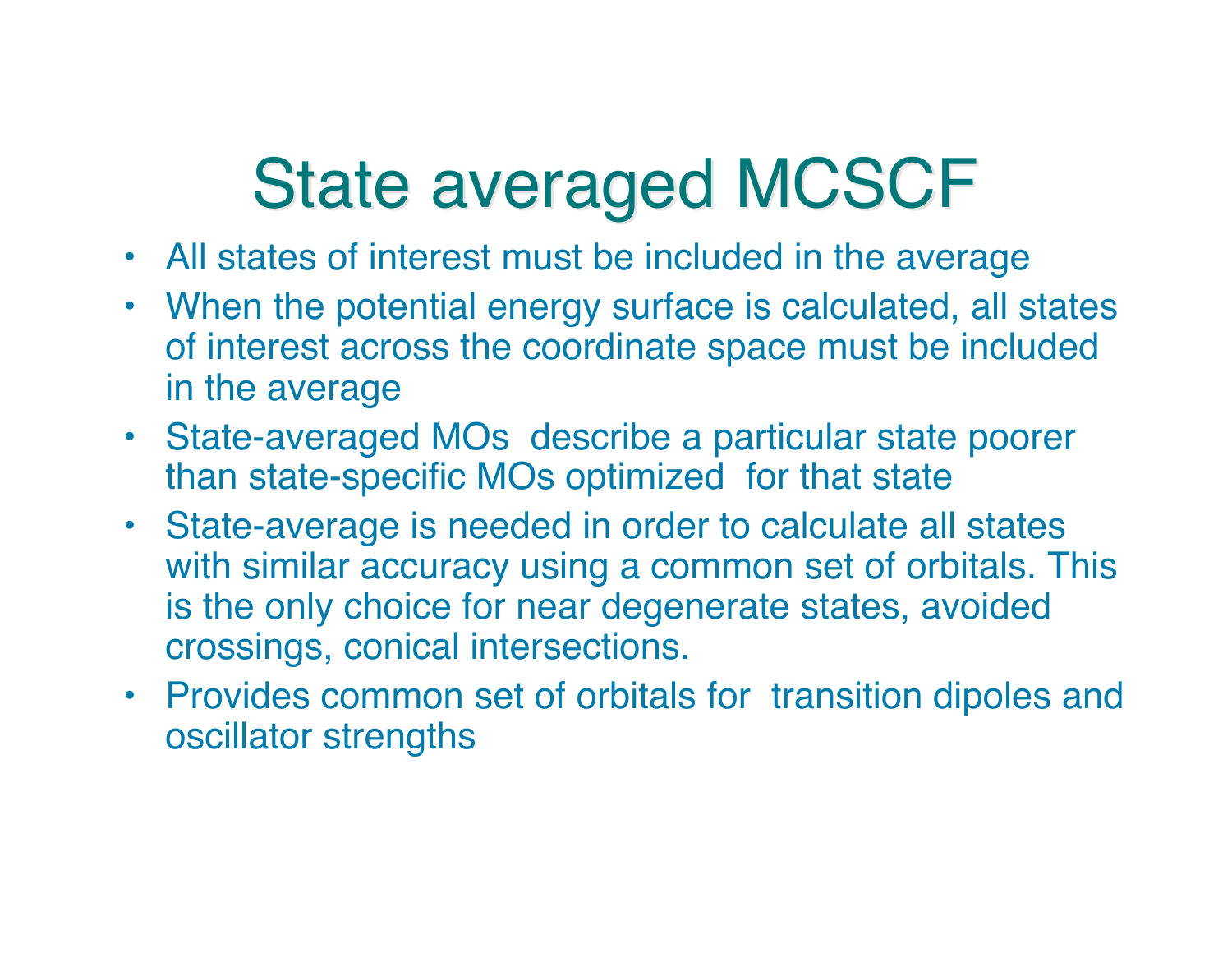# State averaged MCSCF

- All states of interest must be included in the average
- When the potential energy surface is calculated, all states of interest across the coordinate space must be included in the average
- State-averaged MOs describe a particular state poorer than state-specific MOs optimized for that state
- State-average is needed in order to calculate all states with similar accuracy using a common set of orbitals. This is the only choice for near degenerate states, avoided crossings, conical intersections.
- Provides common set of orbitals for transition dipoles and oscillator strengths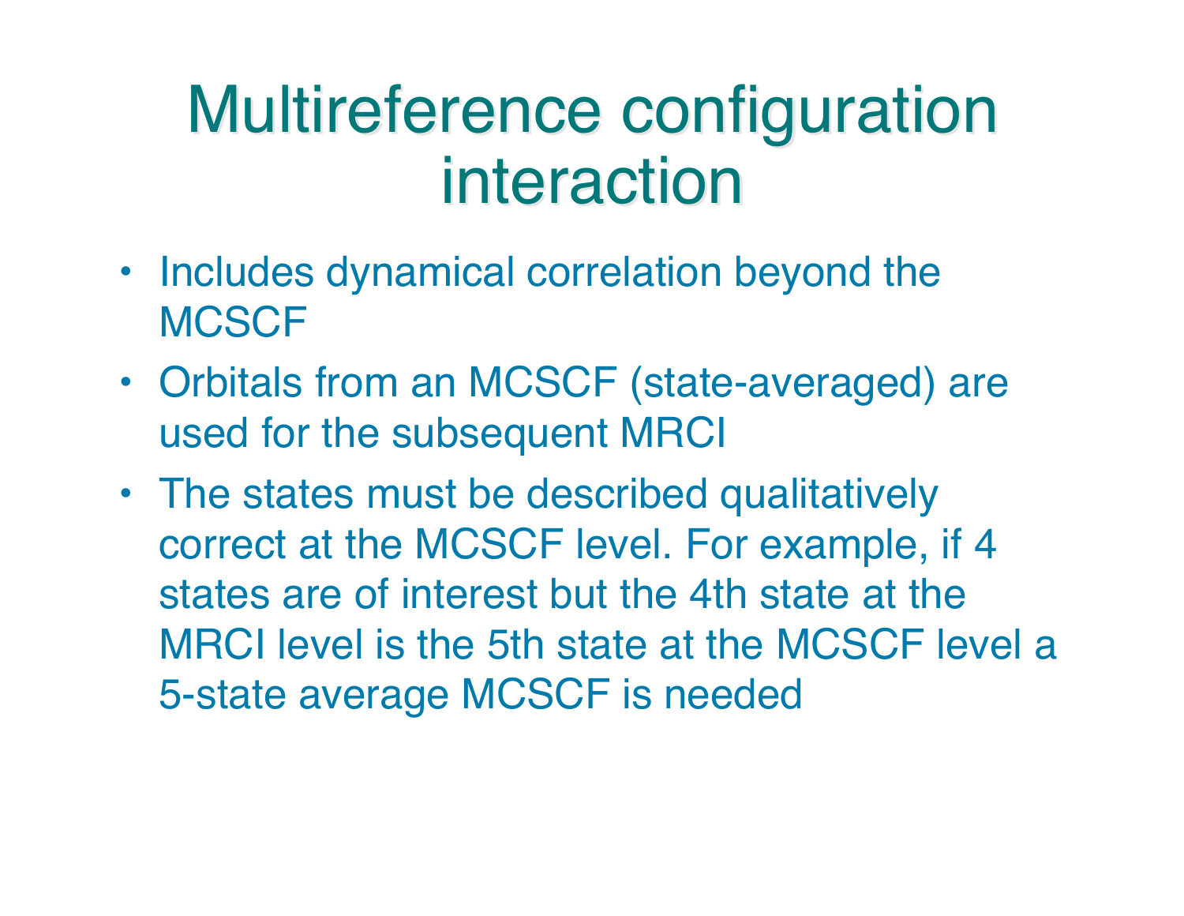# Multireference configuration interaction

- Includes dynamical correlation beyond the MCSCF
- Orbitals from an MCSCF (state-averaged) are used for the subsequent MRCI
- The states must be described qualitatively correct at the MCSCF level. For example, if 4 states are of interest but the 4th state at the MRCI level is the 5th state at the MCSCF level a 5-state average MCSCF is needed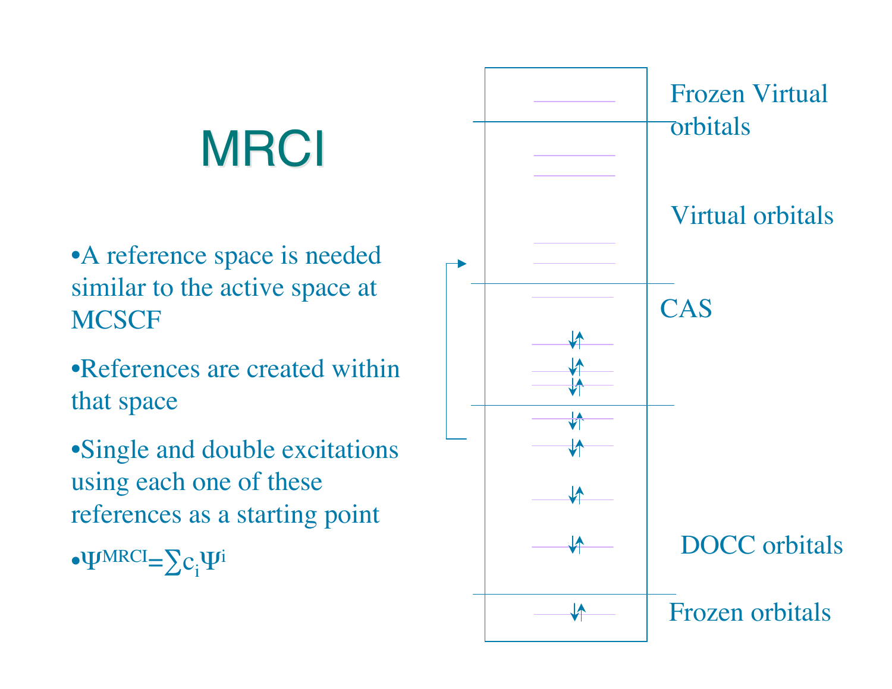# MRCI

- A reference space is needed similar to the active space at MCSCF
- References are created within that space
- Single and double excitations using each one of these references as a starting point
- $\Psi^{MRCI} = \sum c_i \Psi^i$

Frozen Virtual orbitals

Virtual orbitals

CAS

DOCC orbitals

Frozen orbitals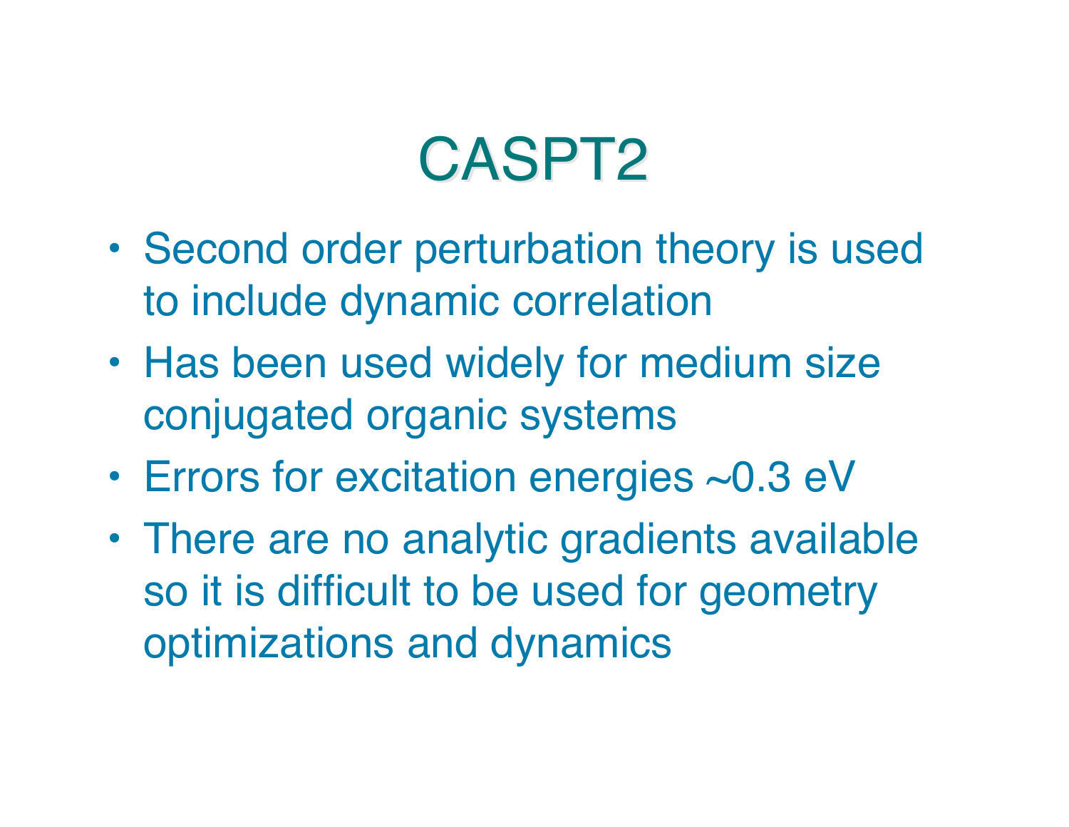# CASPT2

- Second order perturbation theory is used to include dynamic correlation
- Has been used widely for medium size conjugated organic systems
- Errors for excitation energies ~0.3 eV
- There are no analytic gradients available so it is difficult to be used for geometry optimizations and dynamics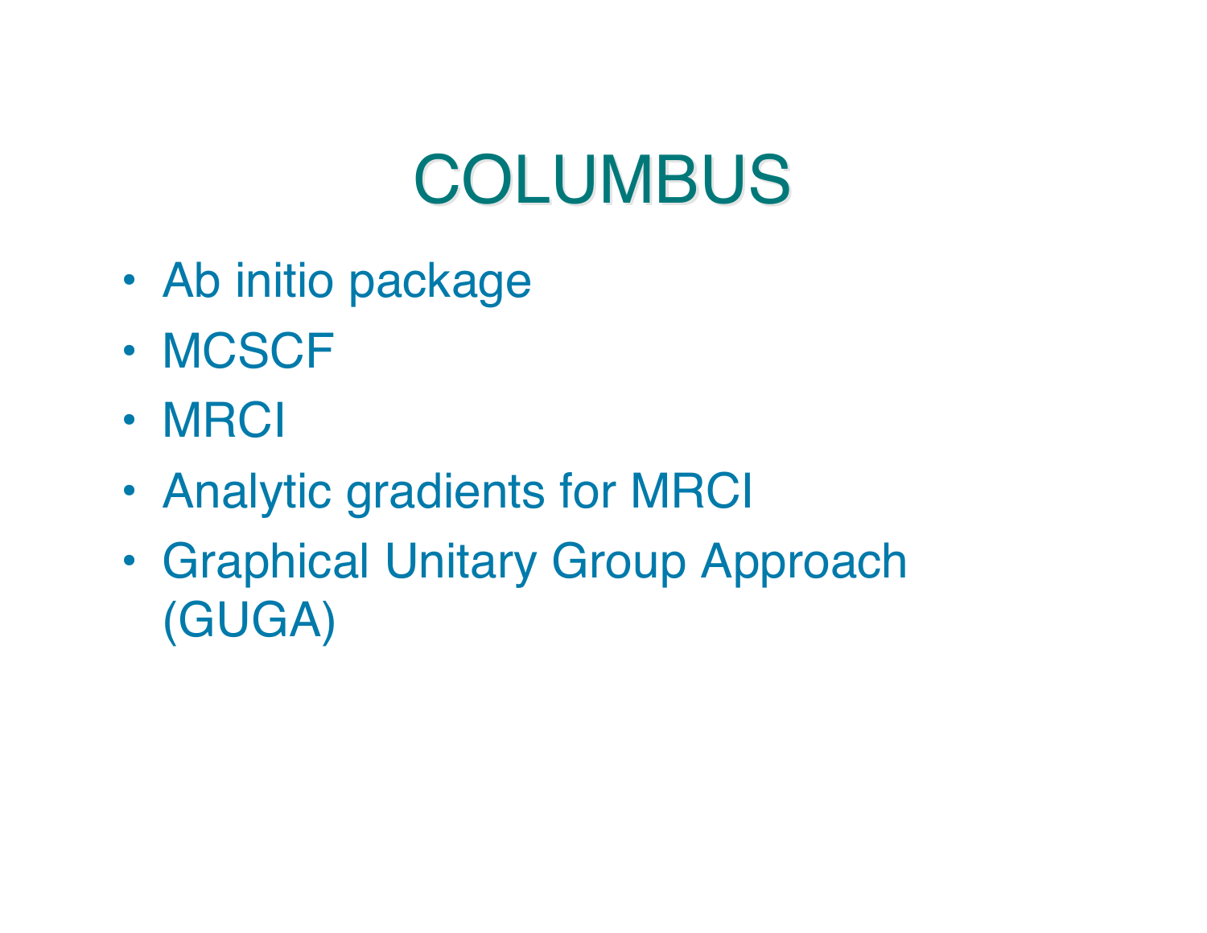# COLUMBUS

- Ab initio package
- MCSCF
- MRCI
- Analytic gradients for MRCI
- Graphical Unitary Group Approach (GUGA)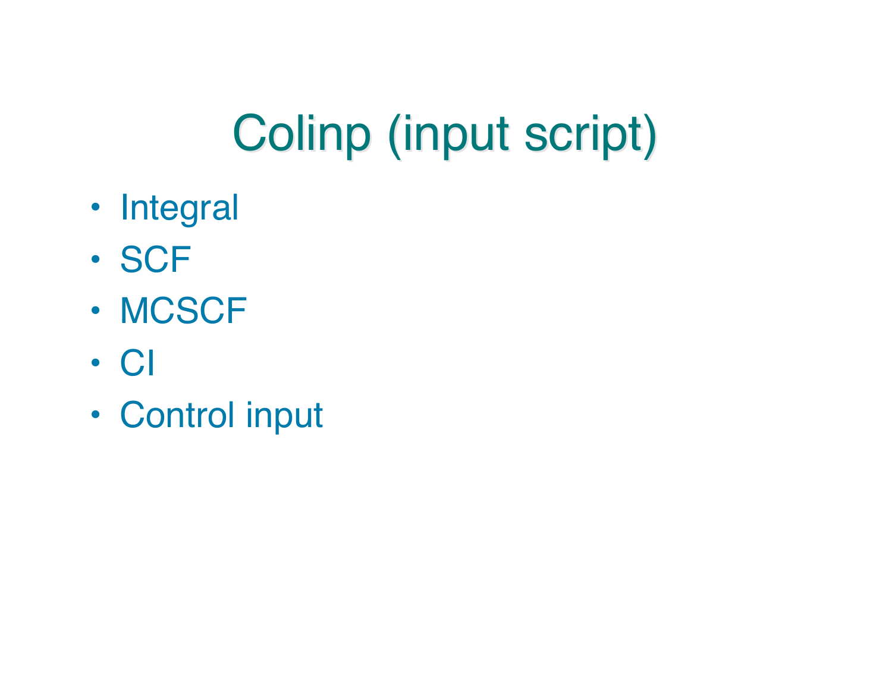# Colinp (input script)

- Integral
- SCF
- MCSCF
- CI
- Control input